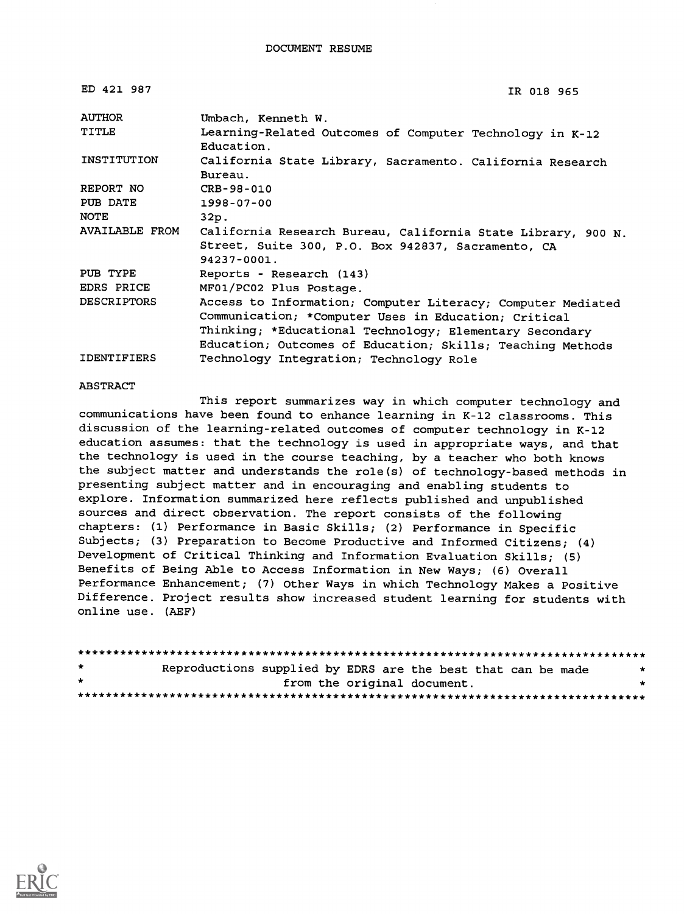DOCUMENT RESUME

| | |
|---|---|
| ED 421 987 | IR 018 965 |
| AUTHOR | Umbach, Kenneth W. |
| TITLE | Learning-Related Outcomes of Computer Technology in K-12 Education. |
| INSTITUTION | California State Library, Sacramento. California Research Bureau. |
| REPORT NO | CRB-98-010 |
| PUB DATE | 1998-07-00 |
| NOTE | 32p. |
| AVAILABLE FROM | California Research Bureau, California State Library, 900 N. Street, Suite 300, P.O. Box 942837, Sacramento, CA 94237-0001. |
| PUB TYPE | Reports - Research (143) |
| EDRS PRICE | MF01/PC02 Plus Postage. |
| DESCRIPTORS | Access to Information; Computer Literacy; Computer Mediated Communication; *Computer Uses in Education; Critical Thinking; *Educational Technology; Elementary Secondary Education; Outcomes of Education; Skills; Teaching Methods |
| IDENTIFIERS | Technology Integration; Technology Role |

ABSTRACT

This report summarizes way in which computer technology and communications have been found to enhance learning in K-12 classrooms. This discussion of the learning-related outcomes of computer technology in K-12 education assumes: that the technology is used in appropriate ways, and that the technology is used in the course teaching, by a teacher who both knows the subject matter and understands the role(s) of technology-based methods in presenting subject matter and in encouraging and enabling students to explore. Information summarized here reflects published and unpublished sources and direct observation. The report consists of the following chapters: (1) Performance in Basic Skills; (2) Performance in Specific Subjects; (3) Preparation to Become Productive and Informed Citizens; (4) Development of Critical Thinking and Information Evaluation Skills; (5) Benefits of Being Able to Access Information in New Ways; (6) Overall Performance Enhancement; (7) Other Ways in which Technology Makes a Positive Difference. Project results show increased student learning for students with online use. (AEF)

********************************************************************************
* Reproductions supplied by EDRS are the best that can be made *
* from the original document. *
********************************************************************************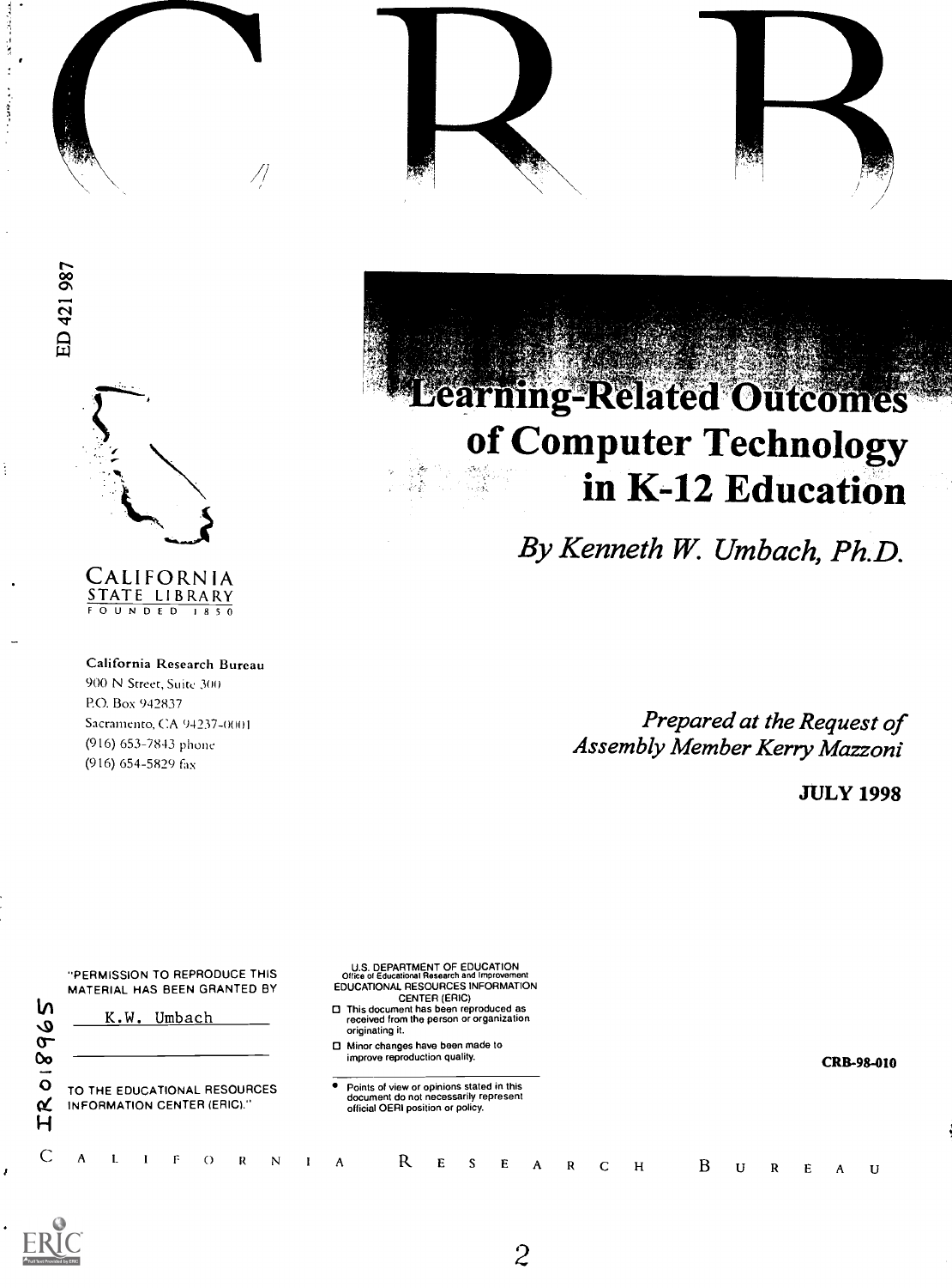# CRB

ED 421 987

CALIFORNIA STATE LIBRARY
FOUNDED 1850

California Research Bureau
900 N Street, Suite 300
P.O. Box 942837
Sacramento, CA 94237-0001
(916) 653-7843 phone
(916) 654-5829 fax

# Learning-Related Outcomes of Computer Technology in K-12 Education

*By Kenneth W. Umbach, Ph.D.*

*Prepared at the Request of Assembly Member Kerry Mazzoni*

**JULY 1998**

"PERMISSION TO REPRODUCE THIS MATERIAL HAS BEEN GRANTED BY

K.W. Umbach

TO THE EDUCATIONAL RESOURCES INFORMATION CENTER (ERIC)."

IR018965

U.S. DEPARTMENT OF EDUCATION
Office of Educational Research and Improvement
EDUCATIONAL RESOURCES INFORMATION CENTER (ERIC)

- This document has been reproduced as received from the person or organization originating it.
- Minor changes have been made to improve reproduction quality.

- Points of view or opinions stated in this document do not necessarily represent official OERI position or policy.

**CRB-98-010**

CALIFORNIA RESEARCH BUREAU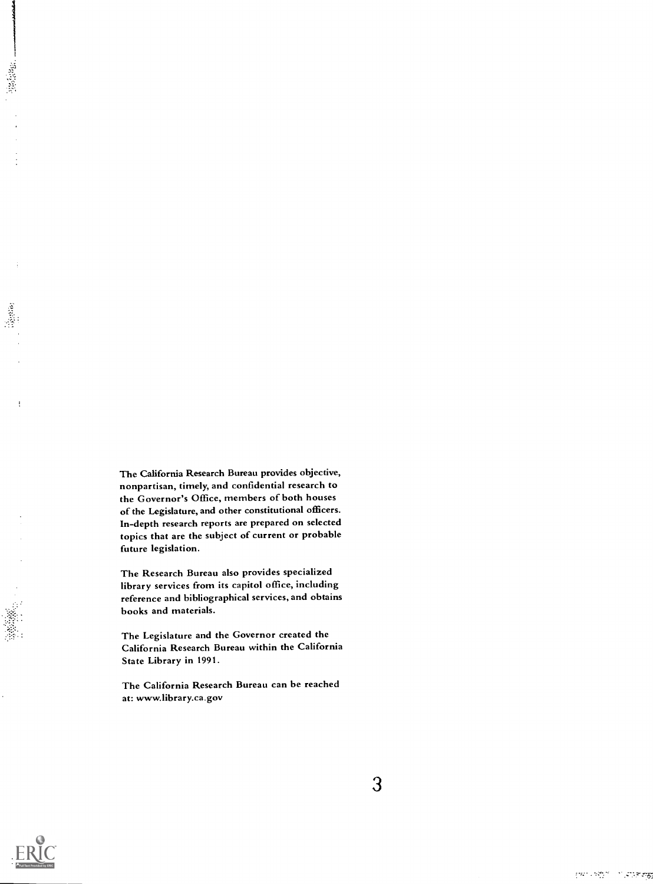The California Research Bureau provides objective, nonpartisan, timely, and confidential research to the Governor's Office, members of both houses of the Legislature, and other constitutional officers. In-depth research reports are prepared on selected topics that are the subject of current or probable future legislation.

The Research Bureau also provides specialized library services from its capitol office, including reference and bibliographical services, and obtains books and materials.

The Legislature and the Governor created the California Research Bureau within the California State Library in 1991.

The California Research Bureau can be reached at: www.library.ca.gov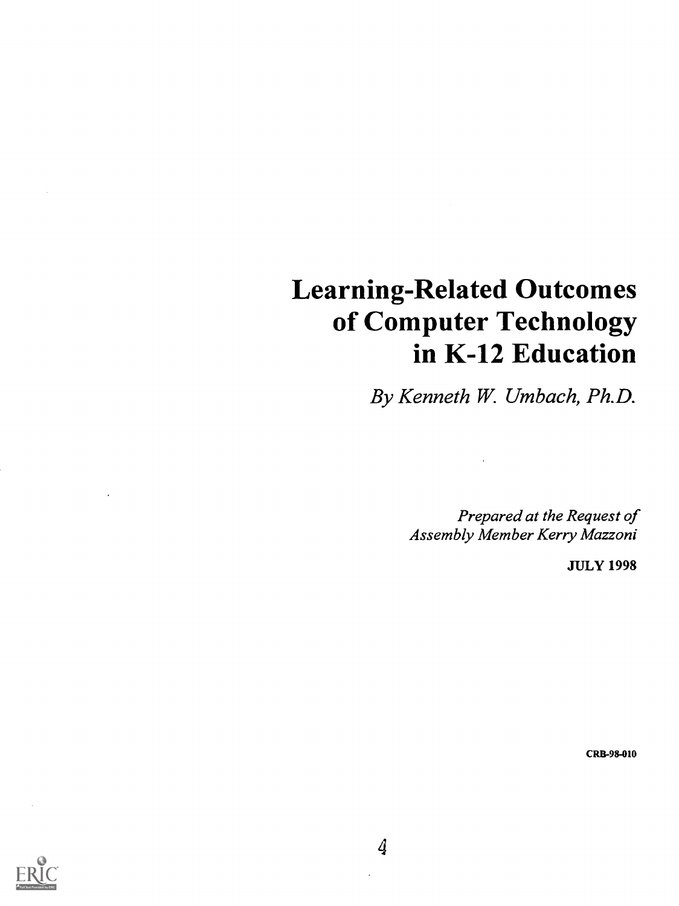# Learning-Related Outcomes of Computer Technology in K-12 Education

*By Kenneth W. Umbach, Ph.D.*

*Prepared at the Request of Assembly Member Kerry Mazzoni*

**JULY 1998**

**CRB-98-010**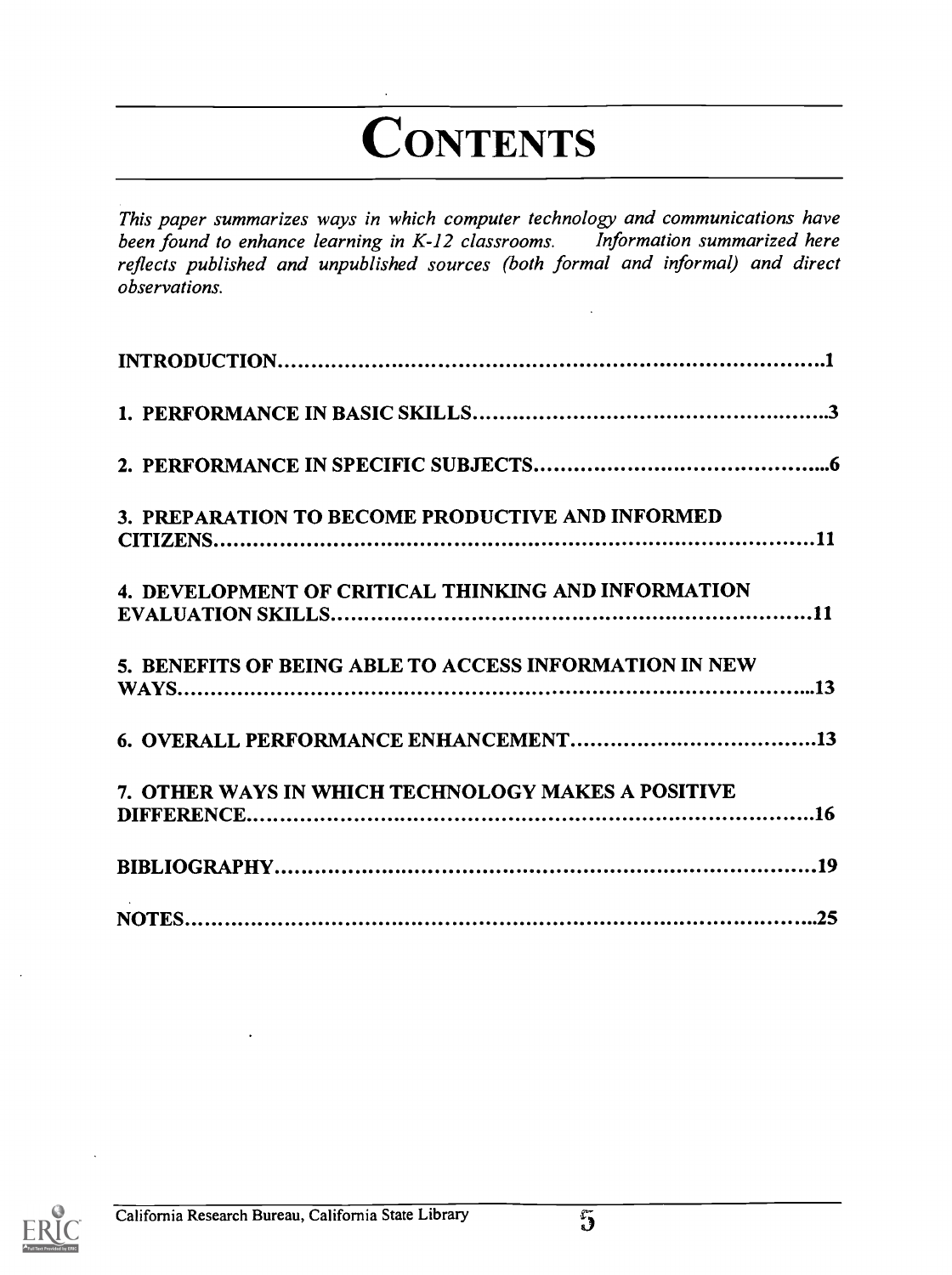# CONTENTS

*This paper summarizes ways in which computer technology and communications have been found to enhance learning in K-12 classrooms. Information summarized here reflects published and unpublished sources (both formal and informal) and direct observations.*

**INTRODUCTION** .......... 1

**1. PERFORMANCE IN BASIC SKILLS** .......... 3

**2. PERFORMANCE IN SPECIFIC SUBJECTS** .......... 6

**3. PREPARATION TO BECOME PRODUCTIVE AND INFORMED CITIZENS** .......... 11

**4. DEVELOPMENT OF CRITICAL THINKING AND INFORMATION EVALUATION SKILLS** .......... 11

**5. BENEFITS OF BEING ABLE TO ACCESS INFORMATION IN NEW WAYS** .......... 13

**6. OVERALL PERFORMANCE ENHANCEMENT** .......... 13

**7. OTHER WAYS IN WHICH TECHNOLOGY MAKES A POSITIVE DIFFERENCE** .......... 16

**BIBLIOGRAPHY** .......... 19

**NOTES** .......... 25

California Research Bureau, California State Library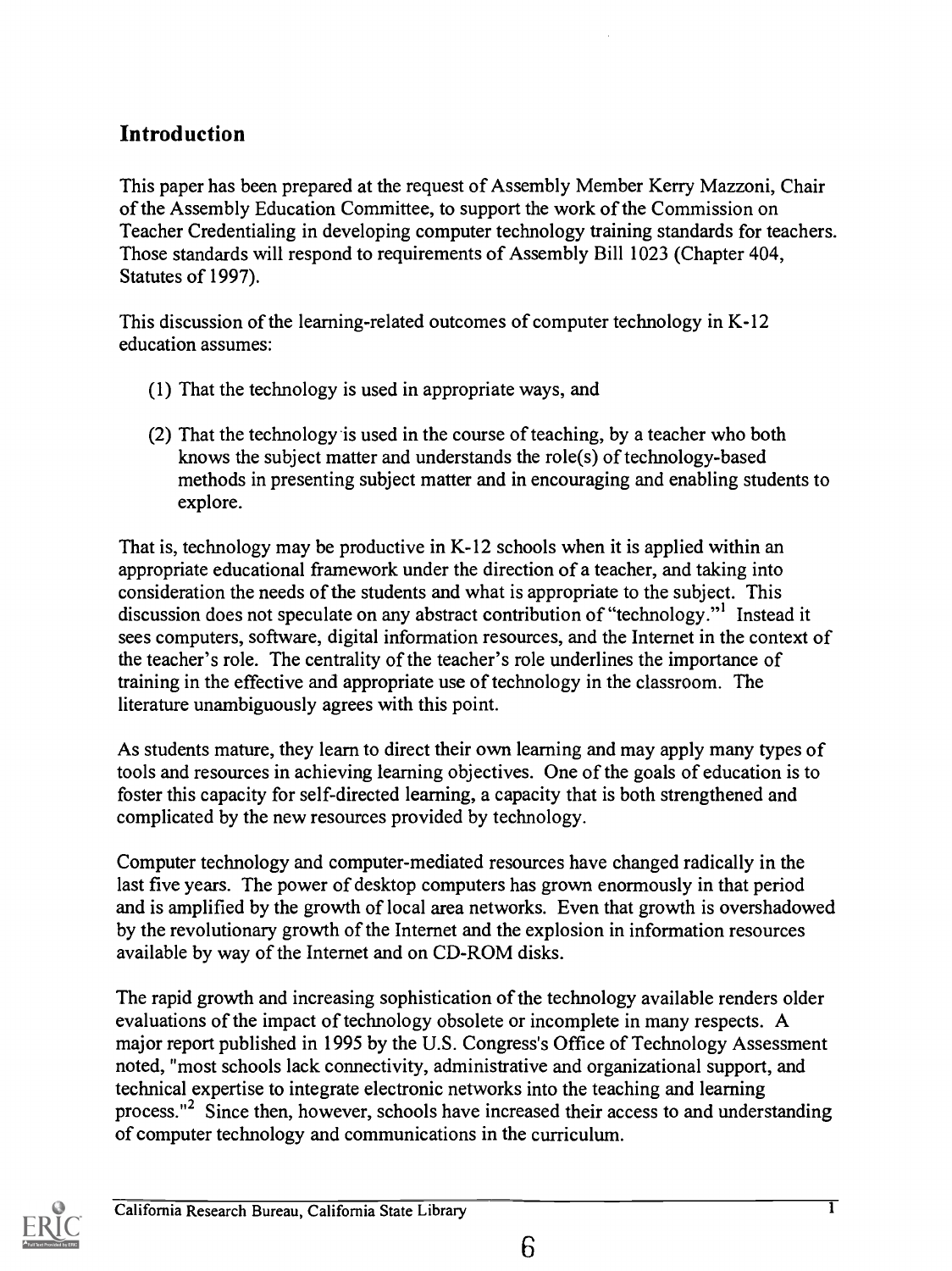## Introduction

This paper has been prepared at the request of Assembly Member Kerry Mazzoni, Chair of the Assembly Education Committee, to support the work of the Commission on Teacher Credentialing in developing computer technology training standards for teachers. Those standards will respond to requirements of Assembly Bill 1023 (Chapter 404, Statutes of 1997).

This discussion of the learning-related outcomes of computer technology in K-12 education assumes:

(1) That the technology is used in appropriate ways, and

(2) That the technology is used in the course of teaching, by a teacher who both knows the subject matter and understands the role(s) of technology-based methods in presenting subject matter and in encouraging and enabling students to explore.

That is, technology may be productive in K-12 schools when it is applied within an appropriate educational framework under the direction of a teacher, and taking into consideration the needs of the students and what is appropriate to the subject. This discussion does not speculate on any abstract contribution of "technology."[1] Instead it sees computers, software, digital information resources, and the Internet in the context of the teacher's role. The centrality of the teacher's role underlines the importance of training in the effective and appropriate use of technology in the classroom. The literature unambiguously agrees with this point.

As students mature, they learn to direct their own learning and may apply many types of tools and resources in achieving learning objectives. One of the goals of education is to foster this capacity for self-directed learning, a capacity that is both strengthened and complicated by the new resources provided by technology.

Computer technology and computer-mediated resources have changed radically in the last five years. The power of desktop computers has grown enormously in that period and is amplified by the growth of local area networks. Even that growth is overshadowed by the revolutionary growth of the Internet and the explosion in information resources available by way of the Internet and on CD-ROM disks.

The rapid growth and increasing sophistication of the technology available renders older evaluations of the impact of technology obsolete or incomplete in many respects. A major report published in 1995 by the U.S. Congress's Office of Technology Assessment noted, "most schools lack connectivity, administrative and organizational support, and technical expertise to integrate electronic networks into the teaching and learning process."[2] Since then, however, schools have increased their access to and understanding of computer technology and communications in the curriculum.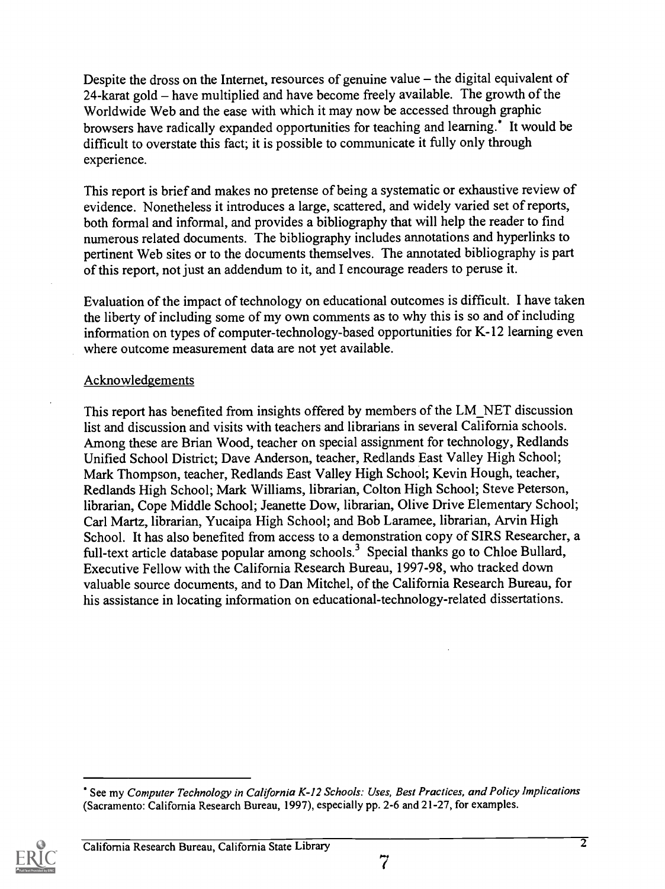Despite the dross on the Internet, resources of genuine value – the digital equivalent of 24-karat gold – have multiplied and have become freely available. The growth of the Worldwide Web and the ease with which it may now be accessed through graphic browsers have radically expanded opportunities for teaching and learning.* It would be difficult to overstate this fact; it is possible to communicate it fully only through experience.

This report is brief and makes no pretense of being a systematic or exhaustive review of evidence. Nonetheless it introduces a large, scattered, and widely varied set of reports, both formal and informal, and provides a bibliography that will help the reader to find numerous related documents. The bibliography includes annotations and hyperlinks to pertinent Web sites or to the documents themselves. The annotated bibliography is part of this report, not just an addendum to it, and I encourage readers to peruse it.

Evaluation of the impact of technology on educational outcomes is difficult. I have taken the liberty of including some of my own comments as to why this is so and of including information on types of computer-technology-based opportunities for K-12 learning even where outcome measurement data are not yet available.

## Acknowledgements

This report has benefited from insights offered by members of the LM_NET discussion list and discussion and visits with teachers and librarians in several California schools. Among these are Brian Wood, teacher on special assignment for technology, Redlands Unified School District; Dave Anderson, teacher, Redlands East Valley High School; Mark Thompson, teacher, Redlands East Valley High School; Kevin Hough, teacher, Redlands High School; Mark Williams, librarian, Colton High School; Steve Peterson, librarian, Cope Middle School; Jeanette Dow, librarian, Olive Drive Elementary School; Carl Martz, librarian, Yucaipa High School; and Bob Laramee, librarian, Arvin High School. It has also benefited from access to a demonstration copy of SIRS Researcher, a full-text article database popular among schools.[3] Special thanks go to Chloe Bullard, Executive Fellow with the California Research Bureau, 1997-98, who tracked down valuable source documents, and to Dan Mitchel, of the California Research Bureau, for his assistance in locating information on educational-technology-related dissertations.

---

* See my *Computer Technology in California K-12 Schools: Uses, Best Practices, and Policy Implications* (Sacramento: California Research Bureau, 1997), especially pp. 2-6 and 21-27, for examples.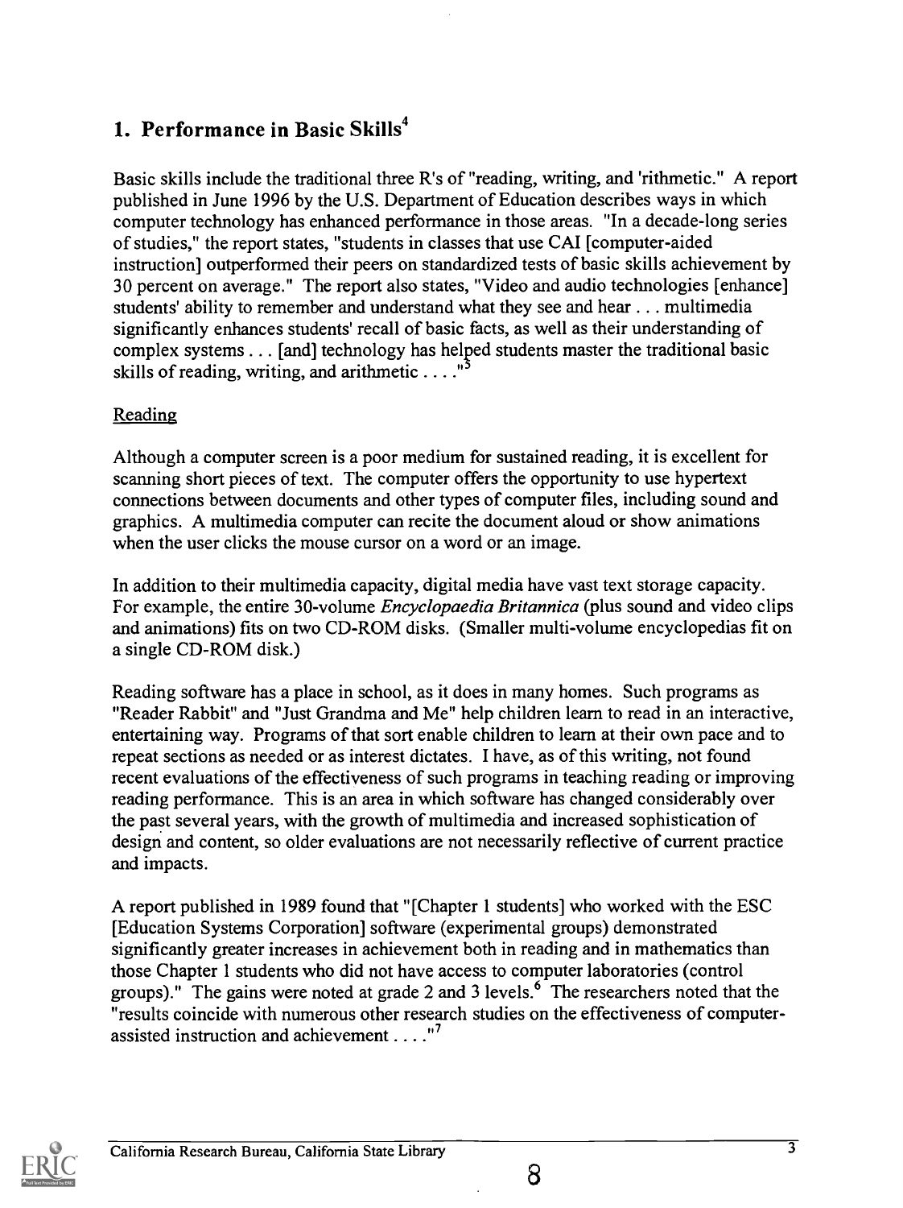## 1. Performance in Basic Skills[4]

Basic skills include the traditional three R's of "reading, writing, and 'rithmetic." A report published in June 1996 by the U.S. Department of Education describes ways in which computer technology has enhanced performance in those areas. "In a decade-long series of studies," the report states, "students in classes that use CAI [computer-aided instruction] outperformed their peers on standardized tests of basic skills achievement by 30 percent on average." The report also states, "Video and audio technologies [enhance] students' ability to remember and understand what they see and hear . . . multimedia significantly enhances students' recall of basic facts, as well as their understanding of complex systems . . . [and] technology has helped students master the traditional basic skills of reading, writing, and arithmetic . . . ."[5]

### Reading

Although a computer screen is a poor medium for sustained reading, it is excellent for scanning short pieces of text. The computer offers the opportunity to use hypertext connections between documents and other types of computer files, including sound and graphics. A multimedia computer can recite the document aloud or show animations when the user clicks the mouse cursor on a word or an image.

In addition to their multimedia capacity, digital media have vast text storage capacity. For example, the entire 30-volume *Encyclopaedia Britannica* (plus sound and video clips and animations) fits on two CD-ROM disks. (Smaller multi-volume encyclopedias fit on a single CD-ROM disk.)

Reading software has a place in school, as it does in many homes. Such programs as "Reader Rabbit" and "Just Grandma and Me" help children learn to read in an interactive, entertaining way. Programs of that sort enable children to learn at their own pace and to repeat sections as needed or as interest dictates. I have, as of this writing, not found recent evaluations of the effectiveness of such programs in teaching reading or improving reading performance. This is an area in which software has changed considerably over the past several years, with the growth of multimedia and increased sophistication of design and content, so older evaluations are not necessarily reflective of current practice and impacts.

A report published in 1989 found that "[Chapter 1 students] who worked with the ESC [Education Systems Corporation] software (experimental groups) demonstrated significantly greater increases in achievement both in reading and in mathematics than those Chapter 1 students who did not have access to computer laboratories (control groups)." The gains were noted at grade 2 and 3 levels.[6] The researchers noted that the "results coincide with numerous other research studies on the effectiveness of computer-assisted instruction and achievement . . . ."[7]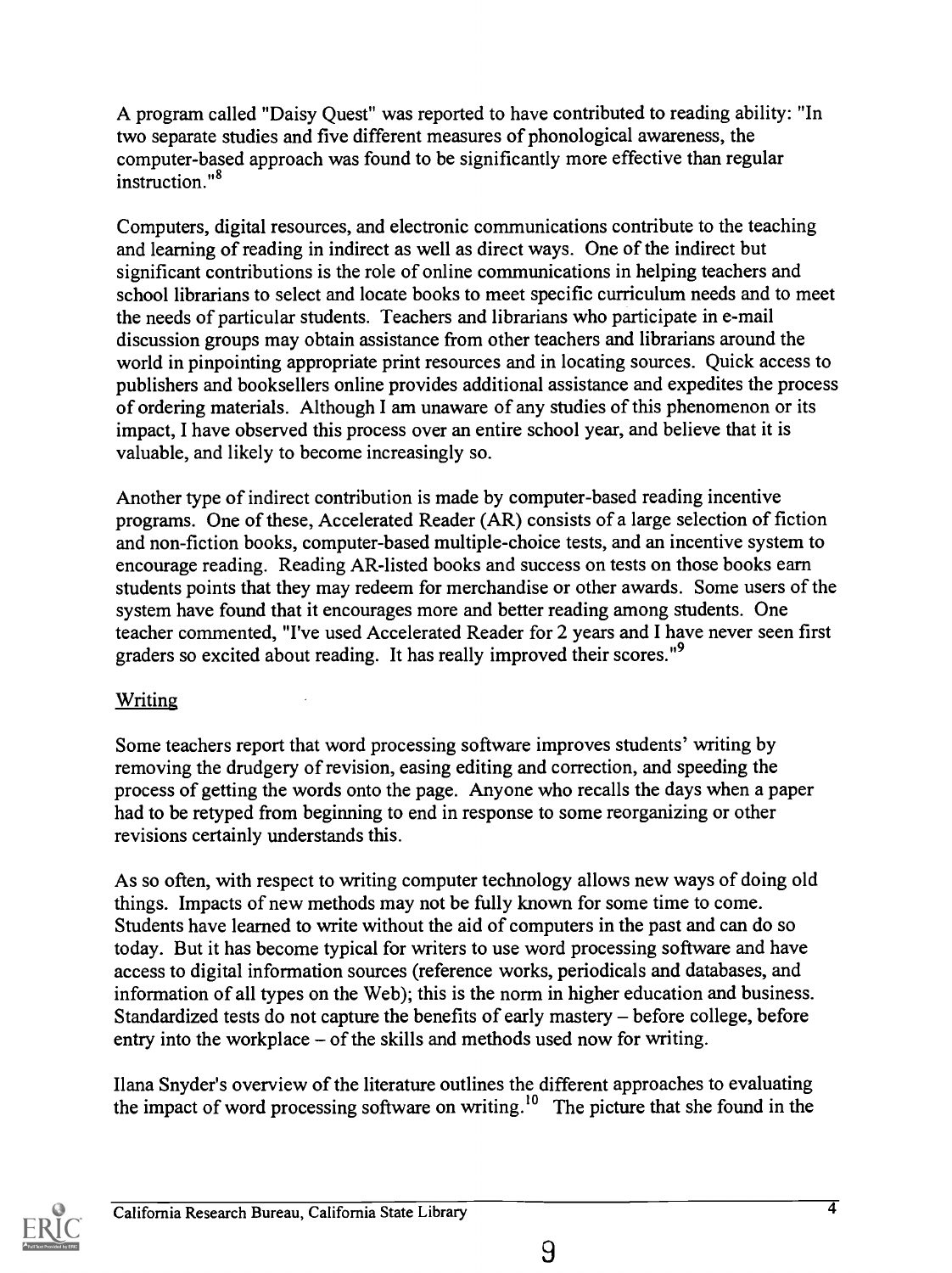A program called "Daisy Quest" was reported to have contributed to reading ability: "In two separate studies and five different measures of phonological awareness, the computer-based approach was found to be significantly more effective than regular instruction."[8]

Computers, digital resources, and electronic communications contribute to the teaching and learning of reading in indirect as well as direct ways. One of the indirect but significant contributions is the role of online communications in helping teachers and school librarians to select and locate books to meet specific curriculum needs and to meet the needs of particular students. Teachers and librarians who participate in e-mail discussion groups may obtain assistance from other teachers and librarians around the world in pinpointing appropriate print resources and in locating sources. Quick access to publishers and booksellers online provides additional assistance and expedites the process of ordering materials. Although I am unaware of any studies of this phenomenon or its impact, I have observed this process over an entire school year, and believe that it is valuable, and likely to become increasingly so.

Another type of indirect contribution is made by computer-based reading incentive programs. One of these, Accelerated Reader (AR) consists of a large selection of fiction and non-fiction books, computer-based multiple-choice tests, and an incentive system to encourage reading. Reading AR-listed books and success on tests on those books earn students points that they may redeem for merchandise or other awards. Some users of the system have found that it encourages more and better reading among students. One teacher commented, "I've used Accelerated Reader for 2 years and I have never seen first graders so excited about reading. It has really improved their scores."[9]

## Writing

Some teachers report that word processing software improves students' writing by removing the drudgery of revision, easing editing and correction, and speeding the process of getting the words onto the page. Anyone who recalls the days when a paper had to be retyped from beginning to end in response to some reorganizing or other revisions certainly understands this.

As so often, with respect to writing computer technology allows new ways of doing old things. Impacts of new methods may not be fully known for some time to come. Students have learned to write without the aid of computers in the past and can do so today. But it has become typical for writers to use word processing software and have access to digital information sources (reference works, periodicals and databases, and information of all types on the Web); this is the norm in higher education and business. Standardized tests do not capture the benefits of early mastery – before college, before entry into the workplace – of the skills and methods used now for writing.

Ilana Snyder's overview of the literature outlines the different approaches to evaluating the impact of word processing software on writing.[10] The picture that she found in the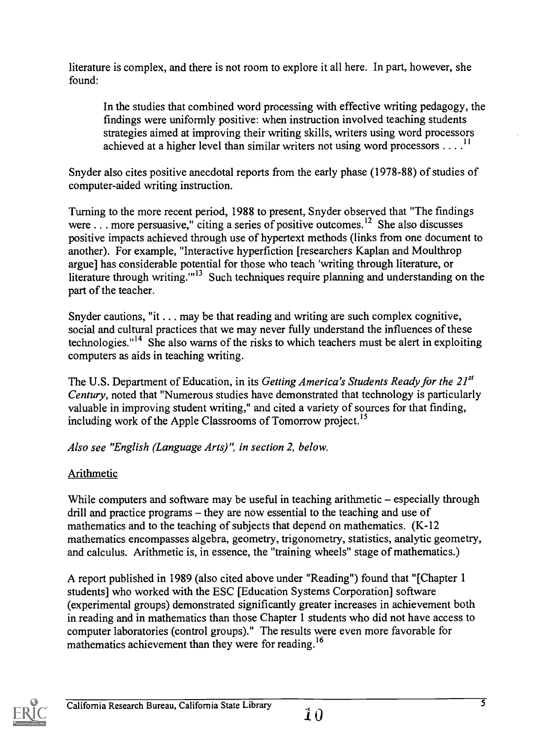literature is complex, and there is not room to explore it all here. In part, however, she found:

> In the studies that combined word processing with effective writing pedagogy, the findings were uniformly positive: when instruction involved teaching students strategies aimed at improving their writing skills, writers using word processors achieved at a higher level than similar writers not using word processors . . . .[11]

Snyder also cites positive anecdotal reports from the early phase (1978-88) of studies of computer-aided writing instruction.

Turning to the more recent period, 1988 to present, Snyder observed that "The findings were . . . more persuasive," citing a series of positive outcomes.[12] She also discusses positive impacts achieved through use of hypertext methods (links from one document to another). For example, "Interactive hyperfiction [researchers Kaplan and Moulthrop argue] has considerable potential for those who teach 'writing through literature, or literature through writing.'"[13] Such techniques require planning and understanding on the part of the teacher.

Snyder cautions, "it . . . may be that reading and writing are such complex cognitive, social and cultural practices that we may never fully understand the influences of these technologies."[14] She also warns of the risks to which teachers must be alert in exploiting computers as aids in teaching writing.

The U.S. Department of Education, in its *Getting America's Students Ready for the 21st Century*, noted that "Numerous studies have demonstrated that technology is particularly valuable in improving student writing," and cited a variety of sources for that finding, including work of the Apple Classrooms of Tomorrow project.[15]

*Also see "English (Language Arts)", in section 2, below.*

### Arithmetic

While computers and software may be useful in teaching arithmetic – especially through drill and practice programs – they are now essential to the teaching and use of mathematics and to the teaching of subjects that depend on mathematics. (K-12 mathematics encompasses algebra, geometry, trigonometry, statistics, analytic geometry, and calculus. Arithmetic is, in essence, the "training wheels" stage of mathematics.)

A report published in 1989 (also cited above under "Reading") found that "[Chapter 1 students] who worked with the ESC [Education Systems Corporation] software (experimental groups) demonstrated significantly greater increases in achievement both in reading and in mathematics than those Chapter 1 students who did not have access to computer laboratories (control groups)." The results were even more favorable for mathematics achievement than they were for reading.[16]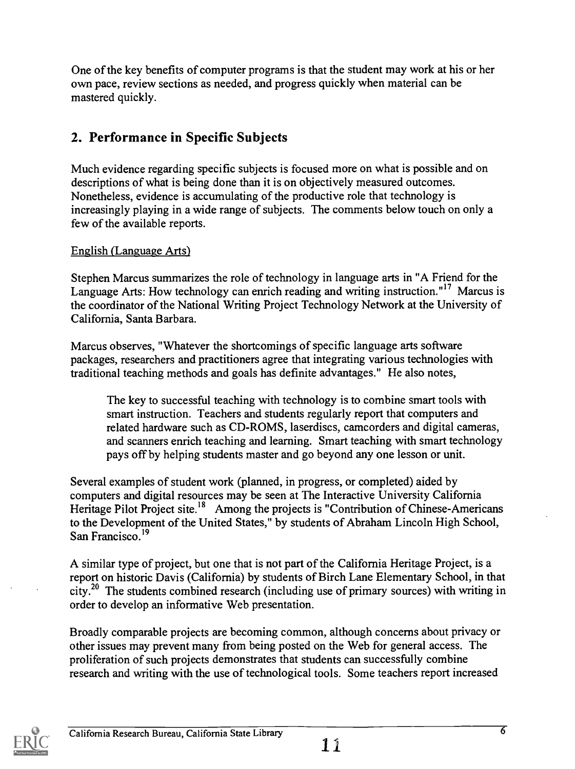One of the key benefits of computer programs is that the student may work at his or her own pace, review sections as needed, and progress quickly when material can be mastered quickly.

## 2. Performance in Specific Subjects

Much evidence regarding specific subjects is focused more on what is possible and on descriptions of what is being done than it is on objectively measured outcomes. Nonetheless, evidence is accumulating of the productive role that technology is increasingly playing in a wide range of subjects. The comments below touch on only a few of the available reports.

English (Language Arts)

Stephen Marcus summarizes the role of technology in language arts in "A Friend for the Language Arts: How technology can enrich reading and writing instruction."[17] Marcus is the coordinator of the National Writing Project Technology Network at the University of California, Santa Barbara.

Marcus observes, "Whatever the shortcomings of specific language arts software packages, researchers and practitioners agree that integrating various technologies with traditional teaching methods and goals has definite advantages." He also notes,

> The key to successful teaching with technology is to combine smart tools with smart instruction. Teachers and students regularly report that computers and related hardware such as CD-ROMS, laserdiscs, camcorders and digital cameras, and scanners enrich teaching and learning. Smart teaching with smart technology pays off by helping students master and go beyond any one lesson or unit.

Several examples of student work (planned, in progress, or completed) aided by computers and digital resources may be seen at The Interactive University California Heritage Pilot Project site.[18] Among the projects is "Contribution of Chinese-Americans to the Development of the United States," by students of Abraham Lincoln High School, San Francisco.[19]

A similar type of project, but one that is not part of the California Heritage Project, is a report on historic Davis (California) by students of Birch Lane Elementary School, in that city.[20] The students combined research (including use of primary sources) with writing in order to develop an informative Web presentation.

Broadly comparable projects are becoming common, although concerns about privacy or other issues may prevent many from being posted on the Web for general access. The proliferation of such projects demonstrates that students can successfully combine research and writing with the use of technological tools. Some teachers report increased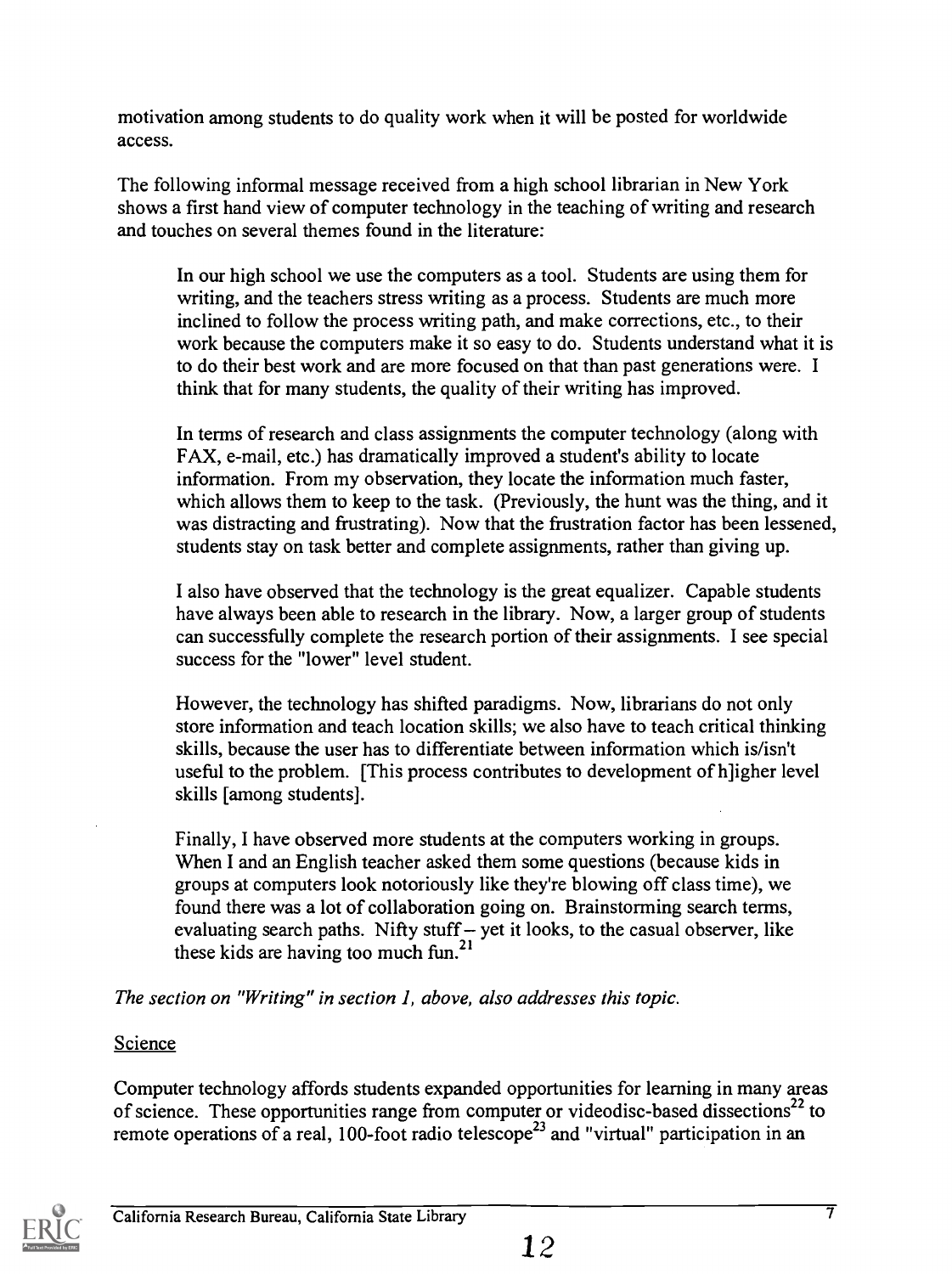motivation among students to do quality work when it will be posted for worldwide access.

The following informal message received from a high school librarian in New York shows a first hand view of computer technology in the teaching of writing and research and touches on several themes found in the literature:

> In our high school we use the computers as a tool. Students are using them for writing, and the teachers stress writing as a process. Students are much more inclined to follow the process writing path, and make corrections, etc., to their work because the computers make it so easy to do. Students understand what it is to do their best work and are more focused on that than past generations were. I think that for many students, the quality of their writing has improved.
>
> In terms of research and class assignments the computer technology (along with FAX, e-mail, etc.) has dramatically improved a student's ability to locate information. From my observation, they locate the information much faster, which allows them to keep to the task. (Previously, the hunt was the thing, and it was distracting and frustrating). Now that the frustration factor has been lessened, students stay on task better and complete assignments, rather than giving up.
>
> I also have observed that the technology is the great equalizer. Capable students have always been able to research in the library. Now, a larger group of students can successfully complete the research portion of their assignments. I see special success for the "lower" level student.
>
> However, the technology has shifted paradigms. Now, librarians do not only store information and teach location skills; we also have to teach critical thinking skills, because the user has to differentiate between information which is/isn't useful to the problem. [This process contributes to development of h]igher level skills [among students].
>
> Finally, I have observed more students at the computers working in groups. When I and an English teacher asked them some questions (because kids in groups at computers look notoriously like they're blowing off class time), we found there was a lot of collaboration going on. Brainstorming search terms, evaluating search paths. Nifty stuff – yet it looks, to the casual observer, like these kids are having too much fun.[21]

*The section on "Writing" in section 1, above, also addresses this topic.*

## Science

Computer technology affords students expanded opportunities for learning in many areas of science. These opportunities range from computer or videodisc-based dissections[22] to remote operations of a real, 100-foot radio telescope[23] and "virtual" participation in an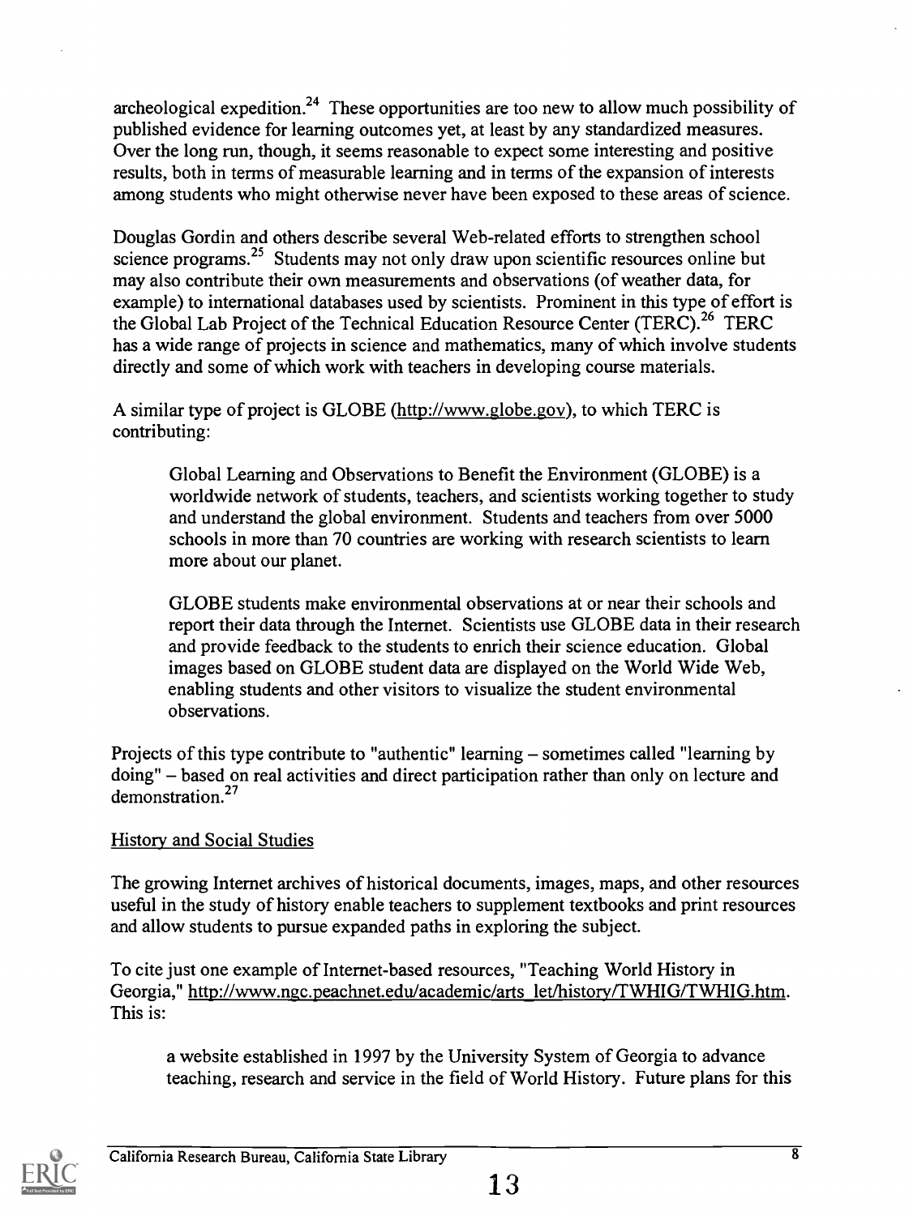archeological expedition.[24] These opportunities are too new to allow much possibility of published evidence for learning outcomes yet, at least by any standardized measures. Over the long run, though, it seems reasonable to expect some interesting and positive results, both in terms of measurable learning and in terms of the expansion of interests among students who might otherwise never have been exposed to these areas of science.

Douglas Gordin and others describe several Web-related efforts to strengthen school science programs.[25] Students may not only draw upon scientific resources online but may also contribute their own measurements and observations (of weather data, for example) to international databases used by scientists. Prominent in this type of effort is the Global Lab Project of the Technical Education Resource Center (TERC).[26] TERC has a wide range of projects in science and mathematics, many of which involve students directly and some of which work with teachers in developing course materials.

A similar type of project is GLOBE (http://www.globe.gov), to which TERC is contributing:

> Global Learning and Observations to Benefit the Environment (GLOBE) is a worldwide network of students, teachers, and scientists working together to study and understand the global environment. Students and teachers from over 5000 schools in more than 70 countries are working with research scientists to learn more about our planet.
>
> GLOBE students make environmental observations at or near their schools and report their data through the Internet. Scientists use GLOBE data in their research and provide feedback to the students to enrich their science education. Global images based on GLOBE student data are displayed on the World Wide Web, enabling students and other visitors to visualize the student environmental observations.

Projects of this type contribute to "authentic" learning – sometimes called "learning by doing" – based on real activities and direct participation rather than only on lecture and demonstration.[27]

## History and Social Studies

The growing Internet archives of historical documents, images, maps, and other resources useful in the study of history enable teachers to supplement textbooks and print resources and allow students to pursue expanded paths in exploring the subject.

To cite just one example of Internet-based resources, "Teaching World History in Georgia," http://www.ngc.peachnet.edu/academic/arts_let/history/TWHIG/TWHIG.htm. This is:

> a website established in 1997 by the University System of Georgia to advance teaching, research and service in the field of World History. Future plans for this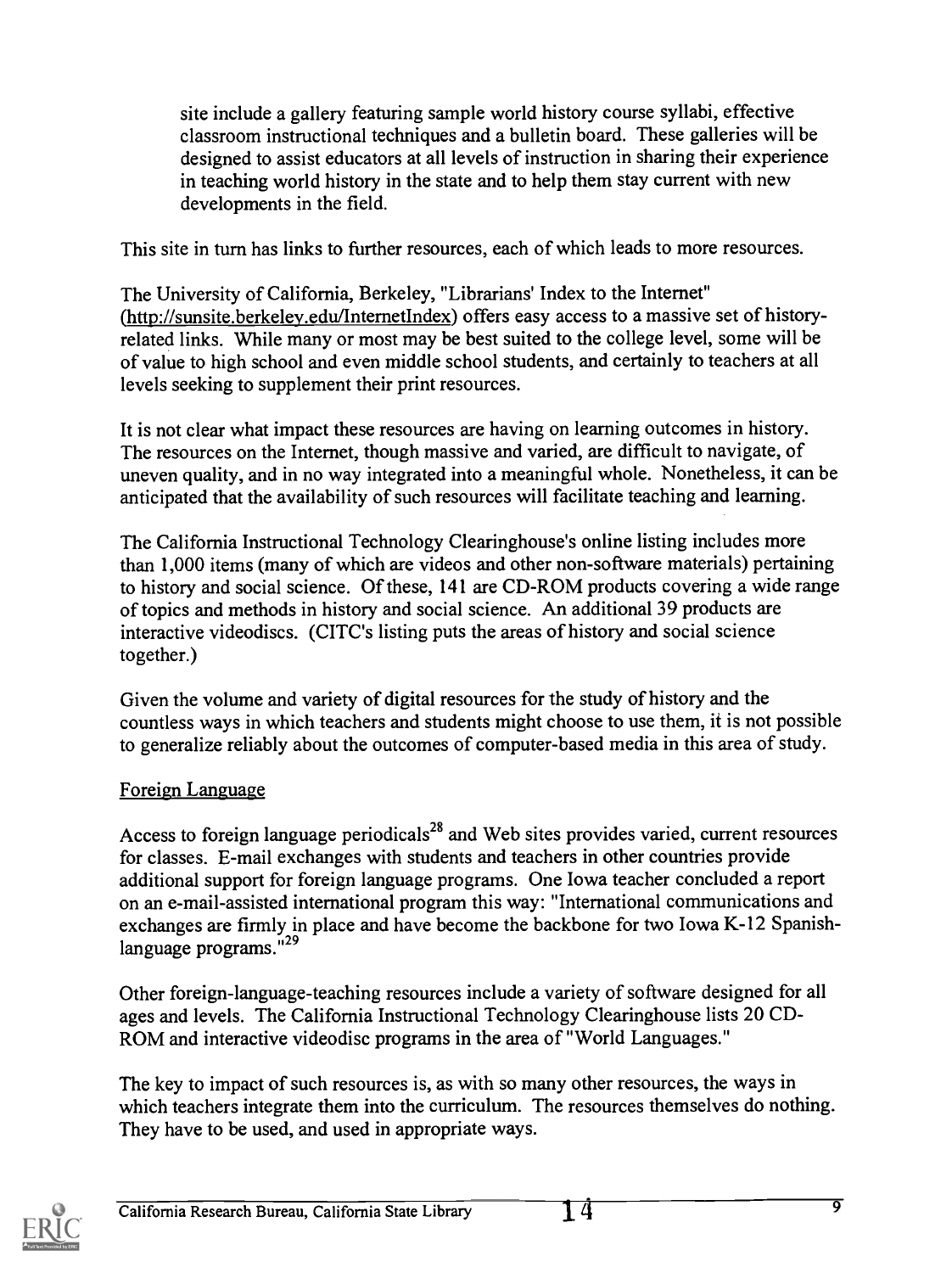site include a gallery featuring sample world history course syllabi, effective classroom instructional techniques and a bulletin board. These galleries will be designed to assist educators at all levels of instruction in sharing their experience in teaching world history in the state and to help them stay current with new developments in the field.

This site in turn has links to further resources, each of which leads to more resources.

The University of California, Berkeley, "Librarians' Index to the Internet" (http://sunsite.berkeley.edu/InternetIndex) offers easy access to a massive set of history-related links. While many or most may be best suited to the college level, some will be of value to high school and even middle school students, and certainly to teachers at all levels seeking to supplement their print resources.

It is not clear what impact these resources are having on learning outcomes in history. The resources on the Internet, though massive and varied, are difficult to navigate, of uneven quality, and in no way integrated into a meaningful whole. Nonetheless, it can be anticipated that the availability of such resources will facilitate teaching and learning.

The California Instructional Technology Clearinghouse's online listing includes more than 1,000 items (many of which are videos and other non-software materials) pertaining to history and social science. Of these, 141 are CD-ROM products covering a wide range of topics and methods in history and social science. An additional 39 products are interactive videodiscs. (CITC's listing puts the areas of history and social science together.)

Given the volume and variety of digital resources for the study of history and the countless ways in which teachers and students might choose to use them, it is not possible to generalize reliably about the outcomes of computer-based media in this area of study.

## Foreign Language

Access to foreign language periodicals[28] and Web sites provides varied, current resources for classes. E-mail exchanges with students and teachers in other countries provide additional support for foreign language programs. One Iowa teacher concluded a report on an e-mail-assisted international program this way: "International communications and exchanges are firmly in place and have become the backbone for two Iowa K-12 Spanish-language programs."[29]

Other foreign-language-teaching resources include a variety of software designed for all ages and levels. The California Instructional Technology Clearinghouse lists 20 CD-ROM and interactive videodisc programs in the area of "World Languages."

The key to impact of such resources is, as with so many other resources, the ways in which teachers integrate them into the curriculum. The resources themselves do nothing. They have to be used, and used in appropriate ways.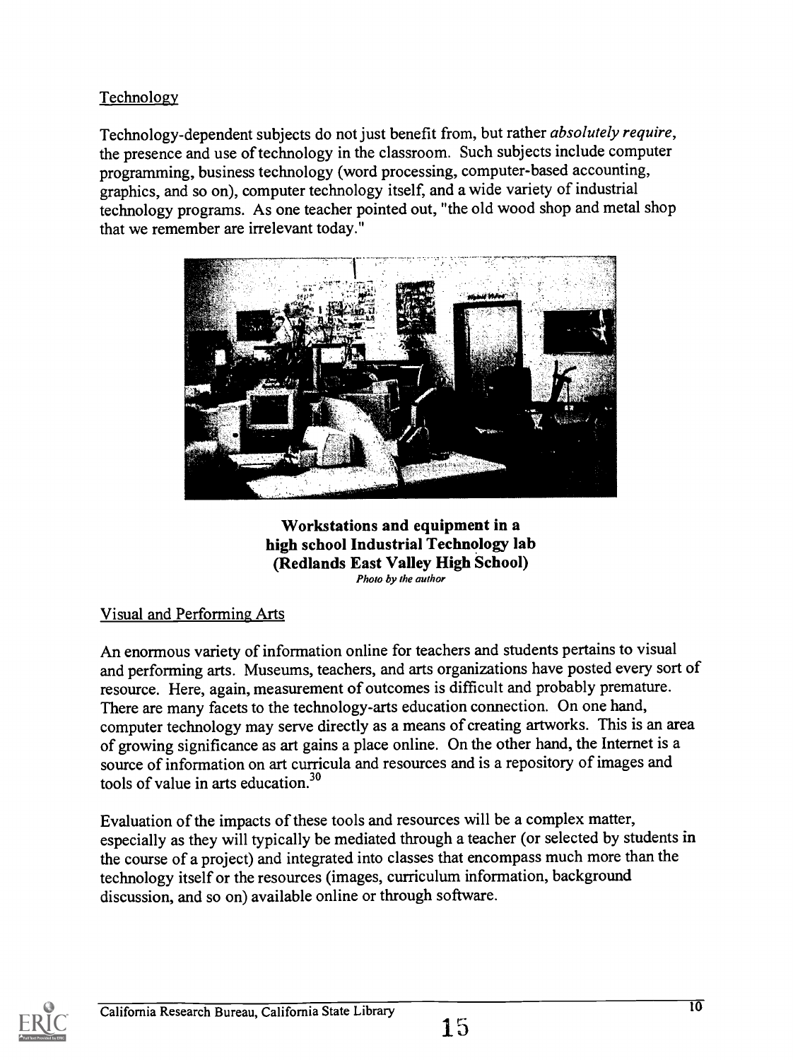## Technology

Technology-dependent subjects do not just benefit from, but rather *absolutely require*, the presence and use of technology in the classroom. Such subjects include computer programming, business technology (word processing, computer-based accounting, graphics, and so on), computer technology itself, and a wide variety of industrial technology programs. As one teacher pointed out, "the old wood shop and metal shop that we remember are irrelevant today."

**Workstations and equipment in a high school Industrial Technology lab (Redlands East Valley High School)**
*Photo by the author*

## Visual and Performing Arts

An enormous variety of information online for teachers and students pertains to visual and performing arts. Museums, teachers, and arts organizations have posted every sort of resource. Here, again, measurement of outcomes is difficult and probably premature. There are many facets to the technology-arts education connection. On one hand, computer technology may serve directly as a means of creating artworks. This is an area of growing significance as art gains a place online. On the other hand, the Internet is a source of information on art curricula and resources and is a repository of images and tools of value in arts education.[30]

Evaluation of the impacts of these tools and resources will be a complex matter, especially as they will typically be mediated through a teacher (or selected by students in the course of a project) and integrated into classes that encompass much more than the technology itself or the resources (images, curriculum information, background discussion, and so on) available online or through software.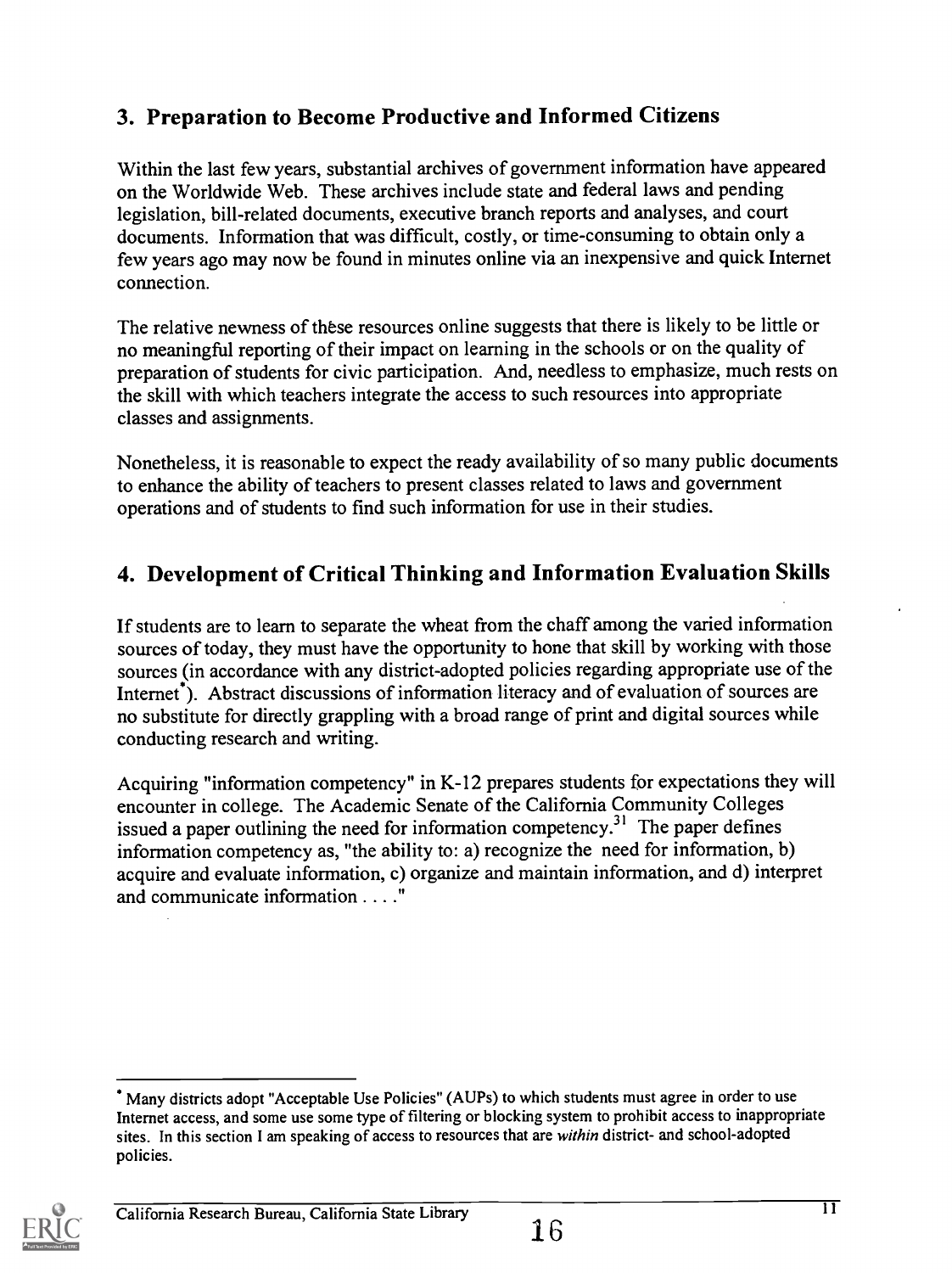## 3. Preparation to Become Productive and Informed Citizens

Within the last few years, substantial archives of government information have appeared on the Worldwide Web. These archives include state and federal laws and pending legislation, bill-related documents, executive branch reports and analyses, and court documents. Information that was difficult, costly, or time-consuming to obtain only a few years ago may now be found in minutes online via an inexpensive and quick Internet connection.

The relative newness of these resources online suggests that there is likely to be little or no meaningful reporting of their impact on learning in the schools or on the quality of preparation of students for civic participation. And, needless to emphasize, much rests on the skill with which teachers integrate the access to such resources into appropriate classes and assignments.

Nonetheless, it is reasonable to expect the ready availability of so many public documents to enhance the ability of teachers to present classes related to laws and government operations and of students to find such information for use in their studies.

## 4. Development of Critical Thinking and Information Evaluation Skills

If students are to learn to separate the wheat from the chaff among the varied information sources of today, they must have the opportunity to hone that skill by working with those sources (in accordance with any district-adopted policies regarding appropriate use of the Internet*). Abstract discussions of information literacy and of evaluation of sources are no substitute for directly grappling with a broad range of print and digital sources while conducting research and writing.

Acquiring "information competency" in K-12 prepares students for expectations they will encounter in college. The Academic Senate of the California Community Colleges issued a paper outlining the need for information competency.[31] The paper defines information competency as, "the ability to: a) recognize the need for information, b) acquire and evaluate information, c) organize and maintain information, and d) interpret and communicate information . . . ."

---

* Many districts adopt "Acceptable Use Policies" (AUPs) to which students must agree in order to use Internet access, and some use some type of filtering or blocking system to prohibit access to inappropriate sites. In this section I am speaking of access to resources that are *within* district- and school-adopted policies.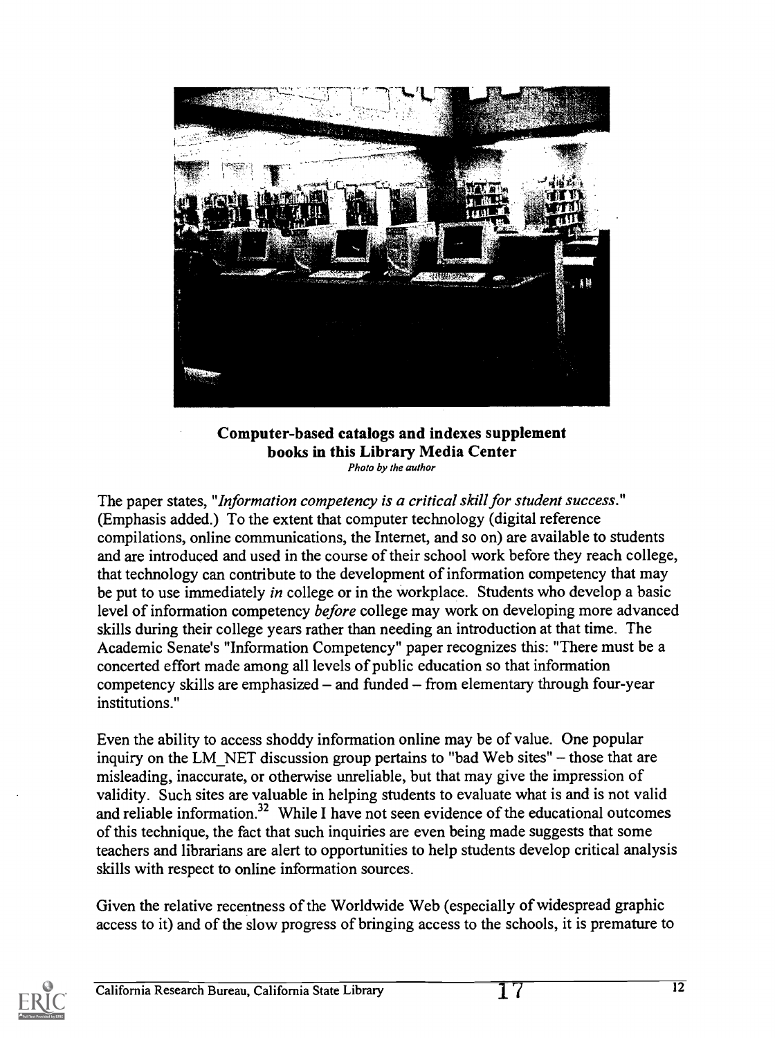**Computer-based catalogs and indexes supplement books in this Library Media Center**
*Photo by the author*

The paper states, "*Information competency is a critical skill for student success.*" (Emphasis added.) To the extent that computer technology (digital reference compilations, online communications, the Internet, and so on) are available to students and are introduced and used in the course of their school work before they reach college, that technology can contribute to the development of information competency that may be put to use immediately *in* college or in the workplace. Students who develop a basic level of information competency *before* college may work on developing more advanced skills during their college years rather than needing an introduction at that time. The Academic Senate's "Information Competency" paper recognizes this: "There must be a concerted effort made among all levels of public education so that information competency skills are emphasized – and funded – from elementary through four-year institutions."

Even the ability to access shoddy information online may be of value. One popular inquiry on the LM_NET discussion group pertains to "bad Web sites" – those that are misleading, inaccurate, or otherwise unreliable, but that may give the impression of validity. Such sites are valuable in helping students to evaluate what is and is not valid and reliable information.[32] While I have not seen evidence of the educational outcomes of this technique, the fact that such inquiries are even being made suggests that some teachers and librarians are alert to opportunities to help students develop critical analysis skills with respect to online information sources.

Given the relative recentness of the Worldwide Web (especially of widespread graphic access to it) and of the slow progress of bringing access to the schools, it is premature to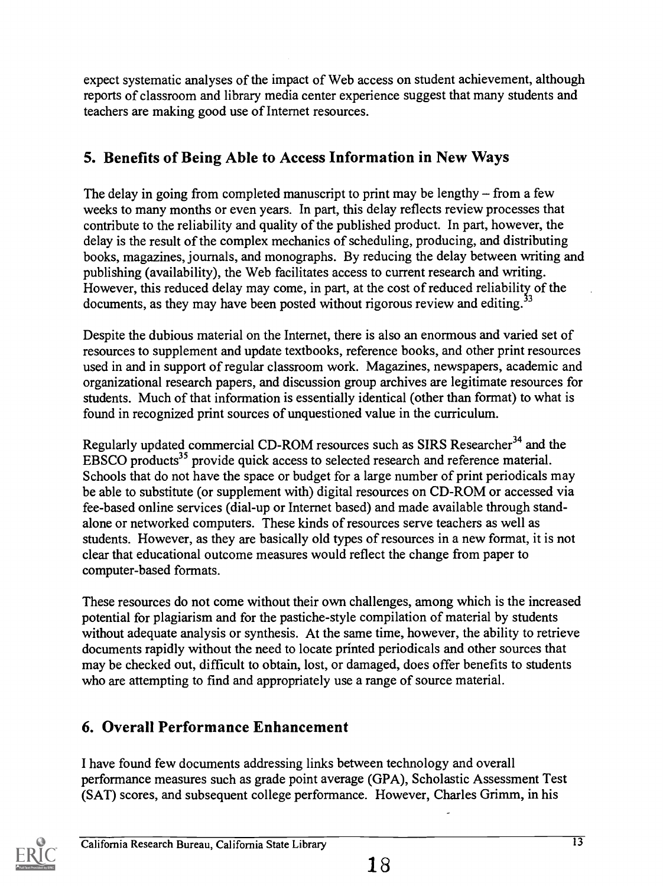expect systematic analyses of the impact of Web access on student achievement, although reports of classroom and library media center experience suggest that many students and teachers are making good use of Internet resources.

## 5. Benefits of Being Able to Access Information in New Ways

The delay in going from completed manuscript to print may be lengthy – from a few weeks to many months or even years. In part, this delay reflects review processes that contribute to the reliability and quality of the published product. In part, however, the delay is the result of the complex mechanics of scheduling, producing, and distributing books, magazines, journals, and monographs. By reducing the delay between writing and publishing (availability), the Web facilitates access to current research and writing. However, this reduced delay may come, in part, at the cost of reduced reliability of the documents, as they may have been posted without rigorous review and editing.[33]

Despite the dubious material on the Internet, there is also an enormous and varied set of resources to supplement and update textbooks, reference books, and other print resources used in and in support of regular classroom work. Magazines, newspapers, academic and organizational research papers, and discussion group archives are legitimate resources for students. Much of that information is essentially identical (other than format) to what is found in recognized print sources of unquestioned value in the curriculum.

Regularly updated commercial CD-ROM resources such as SIRS Researcher[34] and the EBSCO products[35] provide quick access to selected research and reference material. Schools that do not have the space or budget for a large number of print periodicals may be able to substitute (or supplement with) digital resources on CD-ROM or accessed via fee-based online services (dial-up or Internet based) and made available through stand-alone or networked computers. These kinds of resources serve teachers as well as students. However, as they are basically old types of resources in a new format, it is not clear that educational outcome measures would reflect the change from paper to computer-based formats.

These resources do not come without their own challenges, among which is the increased potential for plagiarism and for the pastiche-style compilation of material by students without adequate analysis or synthesis. At the same time, however, the ability to retrieve documents rapidly without the need to locate printed periodicals and other sources that may be checked out, difficult to obtain, lost, or damaged, does offer benefits to students who are attempting to find and appropriately use a range of source material.

## 6. Overall Performance Enhancement

I have found few documents addressing links between technology and overall performance measures such as grade point average (GPA), Scholastic Assessment Test (SAT) scores, and subsequent college performance. However, Charles Grimm, in his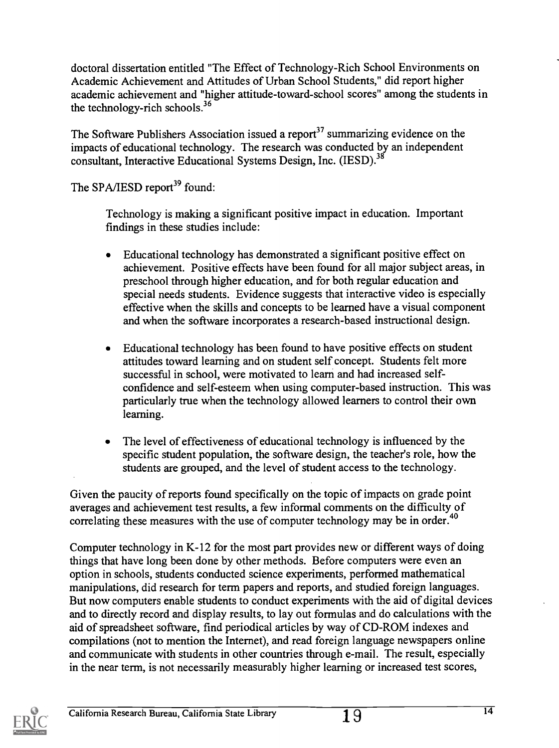doctoral dissertation entitled "The Effect of Technology-Rich School Environments on Academic Achievement and Attitudes of Urban School Students," did report higher academic achievement and "higher attitude-toward-school scores" among the students in the technology-rich schools.[36]

The Software Publishers Association issued a report[37] summarizing evidence on the impacts of educational technology. The research was conducted by an independent consultant, Interactive Educational Systems Design, Inc. (IESD).[38]

The SPA/IESD report[39] found:

> Technology is making a significant positive impact in education. Important findings in these studies include:
>
> - Educational technology has demonstrated a significant positive effect on achievement. Positive effects have been found for all major subject areas, in preschool through higher education, and for both regular education and special needs students. Evidence suggests that interactive video is especially effective when the skills and concepts to be learned have a visual component and when the software incorporates a research-based instructional design.
>
> - Educational technology has been found to have positive effects on student attitudes toward learning and on student self concept. Students felt more successful in school, were motivated to learn and had increased self-confidence and self-esteem when using computer-based instruction. This was particularly true when the technology allowed learners to control their own learning.
>
> - The level of effectiveness of educational technology is influenced by the specific student population, the software design, the teacher's role, how the students are grouped, and the level of student access to the technology.

Given the paucity of reports found specifically on the topic of impacts on grade point averages and achievement test results, a few informal comments on the difficulty of correlating these measures with the use of computer technology may be in order.[40]

Computer technology in K-12 for the most part provides new or different ways of doing things that have long been done by other methods. Before computers were even an option in schools, students conducted science experiments, performed mathematical manipulations, did research for term papers and reports, and studied foreign languages. But now computers enable students to conduct experiments with the aid of digital devices and to directly record and display results, to lay out formulas and do calculations with the aid of spreadsheet software, find periodical articles by way of CD-ROM indexes and compilations (not to mention the Internet), and read foreign language newspapers online and communicate with students in other countries through e-mail. The result, especially in the near term, is not necessarily measurably higher learning or increased test scores,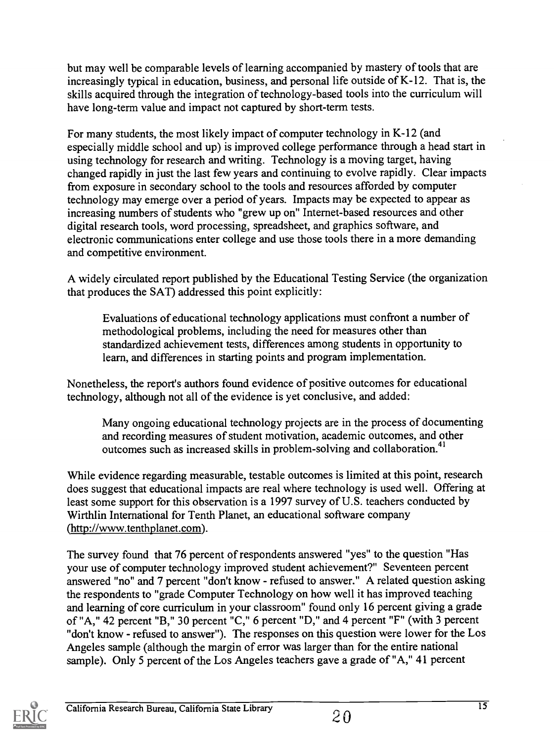but may well be comparable levels of learning accompanied by mastery of tools that are increasingly typical in education, business, and personal life outside of K-12. That is, the skills acquired through the integration of technology-based tools into the curriculum will have long-term value and impact not captured by short-term tests.

For many students, the most likely impact of computer technology in K-12 (and especially middle school and up) is improved college performance through a head start in using technology for research and writing. Technology is a moving target, having changed rapidly in just the last few years and continuing to evolve rapidly. Clear impacts from exposure in secondary school to the tools and resources afforded by computer technology may emerge over a period of years. Impacts may be expected to appear as increasing numbers of students who "grew up on" Internet-based resources and other digital research tools, word processing, spreadsheet, and graphics software, and electronic communications enter college and use those tools there in a more demanding and competitive environment.

A widely circulated report published by the Educational Testing Service (the organization that produces the SAT) addressed this point explicitly:

> Evaluations of educational technology applications must confront a number of methodological problems, including the need for measures other than standardized achievement tests, differences among students in opportunity to learn, and differences in starting points and program implementation.

Nonetheless, the report's authors found evidence of positive outcomes for educational technology, although not all of the evidence is yet conclusive, and added:

> Many ongoing educational technology projects are in the process of documenting and recording measures of student motivation, academic outcomes, and other outcomes such as increased skills in problem-solving and collaboration.[41]

While evidence regarding measurable, testable outcomes is limited at this point, research does suggest that educational impacts are real where technology is used well. Offering at least some support for this observation is a 1997 survey of U.S. teachers conducted by Wirthlin International for Tenth Planet, an educational software company (http://www.tenthplanet.com).

The survey found that 76 percent of respondents answered "yes" to the question "Has your use of computer technology improved student achievement?" Seventeen percent answered "no" and 7 percent "don't know - refused to answer." A related question asking the respondents to "grade Computer Technology on how well it has improved teaching and learning of core curriculum in your classroom" found only 16 percent giving a grade of "A," 42 percent "B," 30 percent "C," 6 percent "D," and 4 percent "F" (with 3 percent "don't know - refused to answer"). The responses on this question were lower for the Los Angeles sample (although the margin of error was larger than for the entire national sample). Only 5 percent of the Los Angeles teachers gave a grade of "A," 41 percent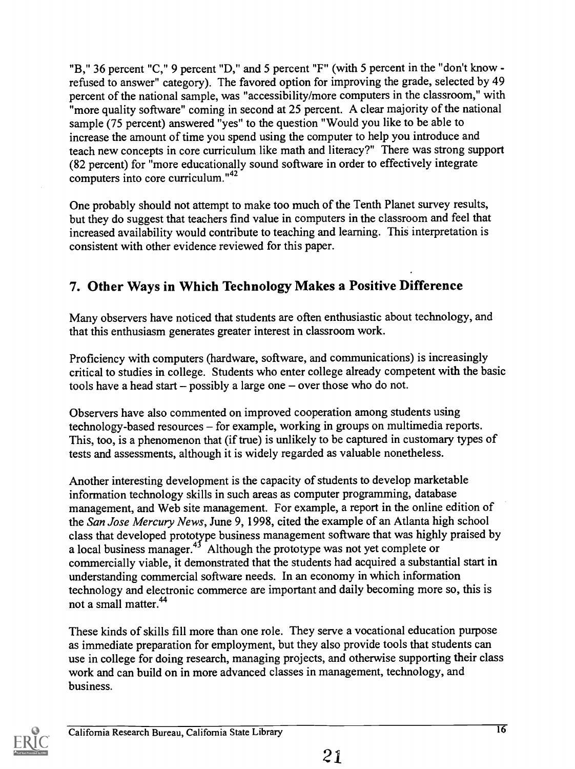"B," 36 percent "C," 9 percent "D," and 5 percent "F" (with 5 percent in the "don't know - refused to answer" category). The favored option for improving the grade, selected by 49 percent of the national sample, was "accessibility/more computers in the classroom," with "more quality software" coming in second at 25 percent. A clear majority of the national sample (75 percent) answered "yes" to the question "Would you like to be able to increase the amount of time you spend using the computer to help you introduce and teach new concepts in core curriculum like math and literacy?" There was strong support (82 percent) for "more educationally sound software in order to effectively integrate computers into core curriculum."[42]

One probably should not attempt to make too much of the Tenth Planet survey results, but they do suggest that teachers find value in computers in the classroom and feel that increased availability would contribute to teaching and learning. This interpretation is consistent with other evidence reviewed for this paper.

## 7. Other Ways in Which Technology Makes a Positive Difference

Many observers have noticed that students are often enthusiastic about technology, and that this enthusiasm generates greater interest in classroom work.

Proficiency with computers (hardware, software, and communications) is increasingly critical to studies in college. Students who enter college already competent with the basic tools have a head start – possibly a large one – over those who do not.

Observers have also commented on improved cooperation among students using technology-based resources – for example, working in groups on multimedia reports. This, too, is a phenomenon that (if true) is unlikely to be captured in customary types of tests and assessments, although it is widely regarded as valuable nonetheless.

Another interesting development is the capacity of students to develop marketable information technology skills in such areas as computer programming, database management, and Web site management. For example, a report in the online edition of the *San Jose Mercury News*, June 9, 1998, cited the example of an Atlanta high school class that developed prototype business management software that was highly praised by a local business manager.[43] Although the prototype was not yet complete or commercially viable, it demonstrated that the students had acquired a substantial start in understanding commercial software needs. In an economy in which information technology and electronic commerce are important and daily becoming more so, this is not a small matter.[44]

These kinds of skills fill more than one role. They serve a vocational education purpose as immediate preparation for employment, but they also provide tools that students can use in college for doing research, managing projects, and otherwise supporting their class work and can build on in more advanced classes in management, technology, and business.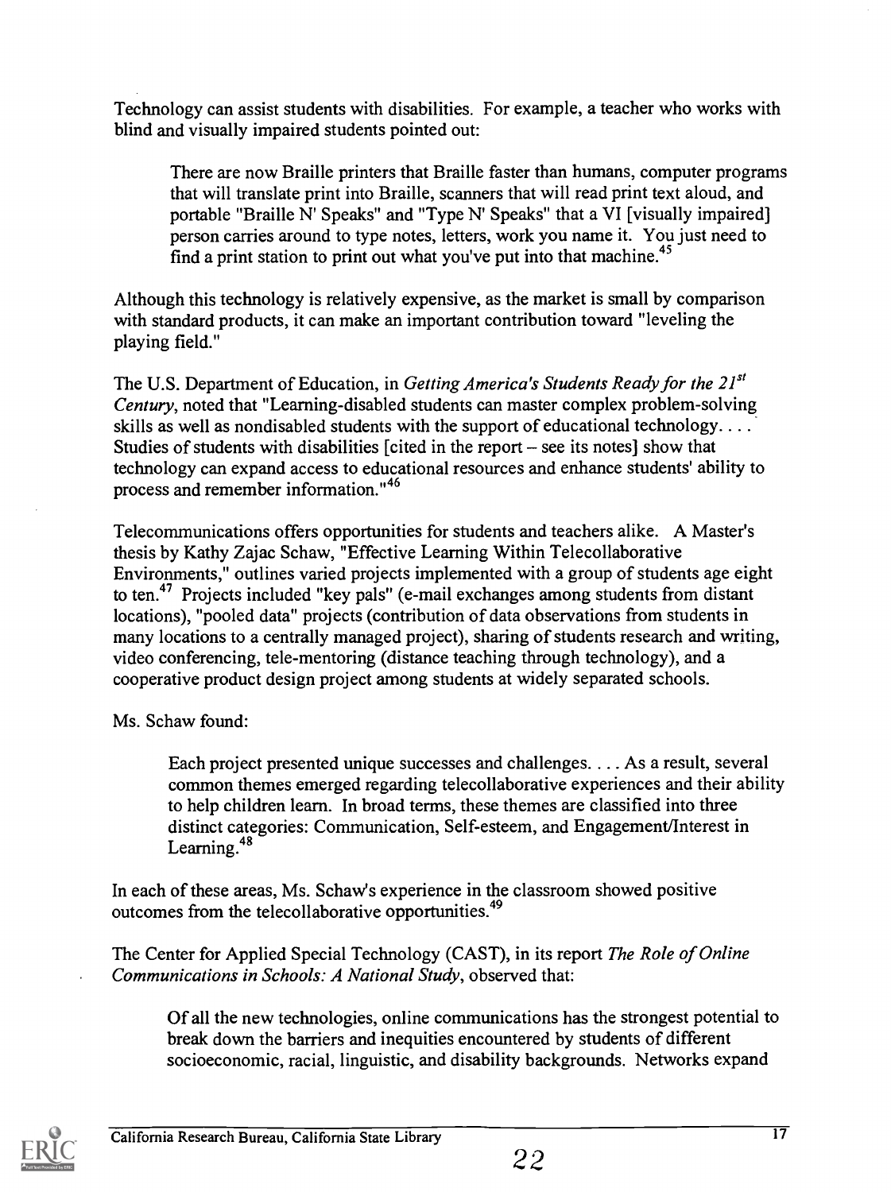Technology can assist students with disabilities. For example, a teacher who works with blind and visually impaired students pointed out:

> There are now Braille printers that Braille faster than humans, computer programs that will translate print into Braille, scanners that will read print text aloud, and portable "Braille N' Speaks" and "Type N' Speaks" that a VI [visually impaired] person carries around to type notes, letters, work you name it. You just need to find a print station to print out what you've put into that machine.[45]

Although this technology is relatively expensive, as the market is small by comparison with standard products, it can make an important contribution toward "leveling the playing field."

The U.S. Department of Education, in *Getting America's Students Ready for the 21st Century*, noted that "Learning-disabled students can master complex problem-solving skills as well as nondisabled students with the support of educational technology. . . . Studies of students with disabilities [cited in the report – see its notes] show that technology can expand access to educational resources and enhance students' ability to process and remember information."[46]

Telecommunications offers opportunities for students and teachers alike. A Master's thesis by Kathy Zajac Schaw, "Effective Learning Within Telecollaborative Environments," outlines varied projects implemented with a group of students age eight to ten.[47] Projects included "key pals" (e-mail exchanges among students from distant locations), "pooled data" projects (contribution of data observations from students in many locations to a centrally managed project), sharing of students research and writing, video conferencing, tele-mentoring (distance teaching through technology), and a cooperative product design project among students at widely separated schools.

Ms. Schaw found:

> Each project presented unique successes and challenges. . . . As a result, several common themes emerged regarding telecollaborative experiences and their ability to help children learn. In broad terms, these themes are classified into three distinct categories: Communication, Self-esteem, and Engagement/Interest in Learning.[48]

In each of these areas, Ms. Schaw's experience in the classroom showed positive outcomes from the telecollaborative opportunities.[49]

The Center for Applied Special Technology (CAST), in its report *The Role of Online Communications in Schools: A National Study*, observed that:

> Of all the new technologies, online communications has the strongest potential to break down the barriers and inequities encountered by students of different socioeconomic, racial, linguistic, and disability backgrounds. Networks expand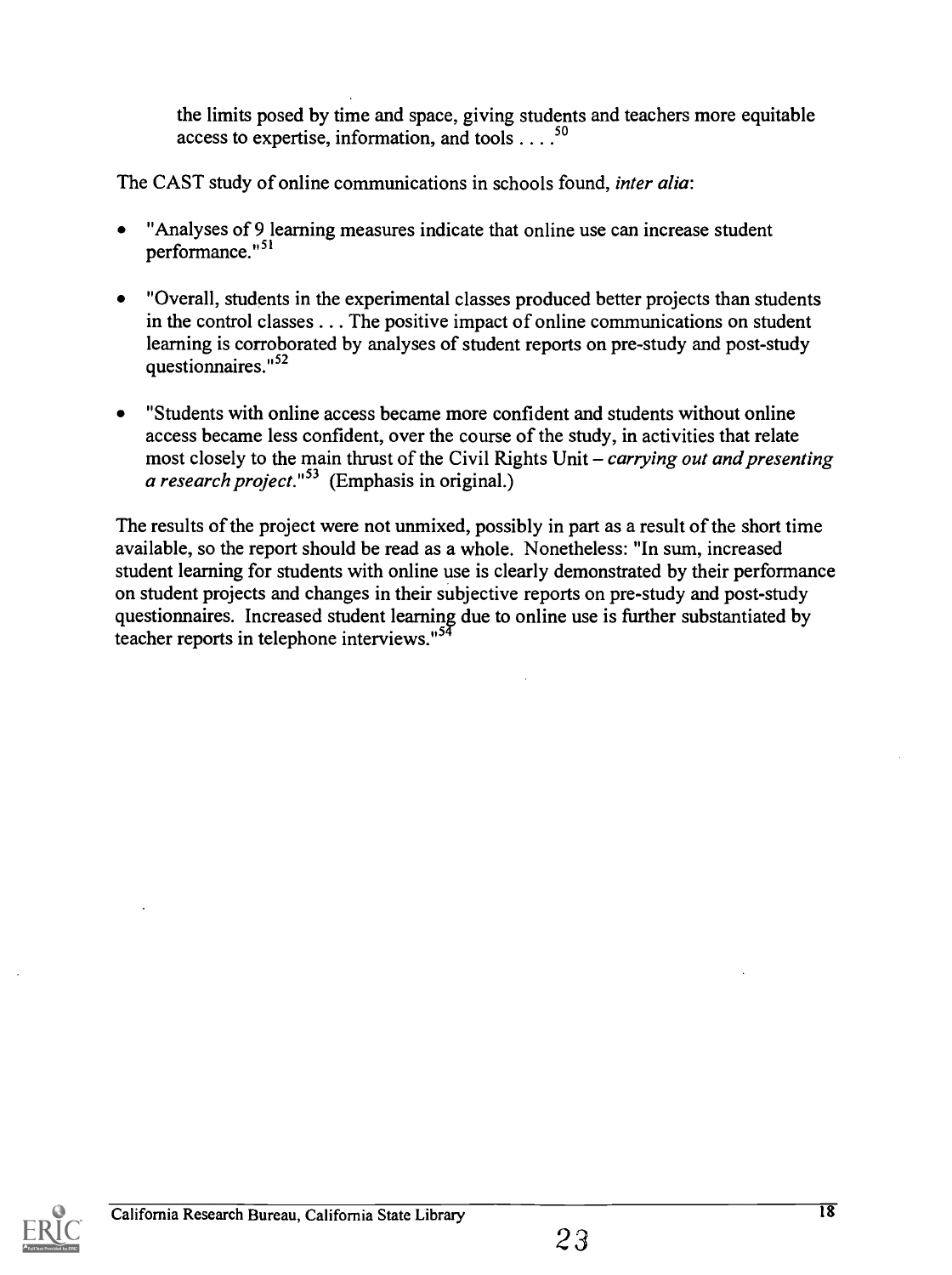> the limits posed by time and space, giving students and teachers more equitable access to expertise, information, and tools . . . .[50]

The CAST study of online communications in schools found, *inter alia*:

- "Analyses of 9 learning measures indicate that online use can increase student performance."[51]
- "Overall, students in the experimental classes produced better projects than students in the control classes . . . The positive impact of online communications on student learning is corroborated by analyses of student reports on pre-study and post-study questionnaires."[52]
- "Students with online access became more confident and students without online access became less confident, over the course of the study, in activities that relate most closely to the main thrust of the Civil Rights Unit – *carrying out and presenting a research project*."[53] (Emphasis in original.)

The results of the project were not unmixed, possibly in part as a result of the short time available, so the report should be read as a whole. Nonetheless: "In sum, increased student learning for students with online use is clearly demonstrated by their performance on student projects and changes in their subjective reports on pre-study and post-study questionnaires. Increased student learning due to online use is further substantiated by teacher reports in telephone interviews."[54]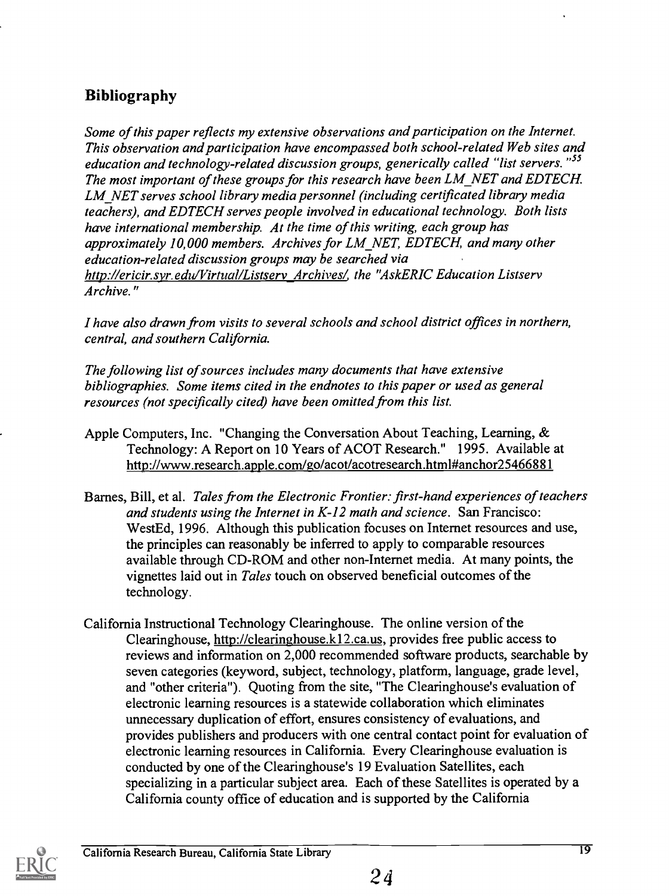## Bibliography

*Some of this paper reflects my extensive observations and participation on the Internet. This observation and participation have encompassed both school-related Web sites and education and technology-related discussion groups, generically called "list servers."*[55] *The most important of these groups for this research have been LM_NET and EDTECH. LM_NET serves school library media personnel (including certificated library media teachers), and EDTECH serves people involved in educational technology. Both lists have international membership. At the time of this writing, each group has approximately 10,000 members. Archives for LM_NET, EDTECH, and many other education-related discussion groups may be searched via http://ericir.syr.edu/Virtual/Listserv_Archives/, the "AskERIC Education Listserv Archive."*

*I have also drawn from visits to several schools and school district offices in northern, central, and southern California.*

*The following list of sources includes many documents that have extensive bibliographies. Some items cited in the endnotes to this paper or used as general resources (not specifically cited) have been omitted from this list.*

Apple Computers, Inc. "Changing the Conversation About Teaching, Learning, & Technology: A Report on 10 Years of ACOT Research." 1995. Available at http://www.research.apple.com/go/acot/acotresearch.html#anchor25466881

Barnes, Bill, et al. *Tales from the Electronic Frontier: first-hand experiences of teachers and students using the Internet in K-12 math and science*. San Francisco: WestEd, 1996. Although this publication focuses on Internet resources and use, the principles can reasonably be inferred to apply to comparable resources available through CD-ROM and other non-Internet media. At many points, the vignettes laid out in *Tales* touch on observed beneficial outcomes of the technology.

California Instructional Technology Clearinghouse. The online version of the Clearinghouse, http://clearinghouse.k12.ca.us, provides free public access to reviews and information on 2,000 recommended software products, searchable by seven categories (keyword, subject, technology, platform, language, grade level, and "other criteria"). Quoting from the site, "The Clearinghouse's evaluation of electronic learning resources is a statewide collaboration which eliminates unnecessary duplication of effort, ensures consistency of evaluations, and provides publishers and producers with one central contact point for evaluation of electronic learning resources in California. Every Clearinghouse evaluation is conducted by one of the Clearinghouse's 19 Evaluation Satellites, each specializing in a particular subject area. Each of these Satellites is operated by a California county office of education and is supported by the California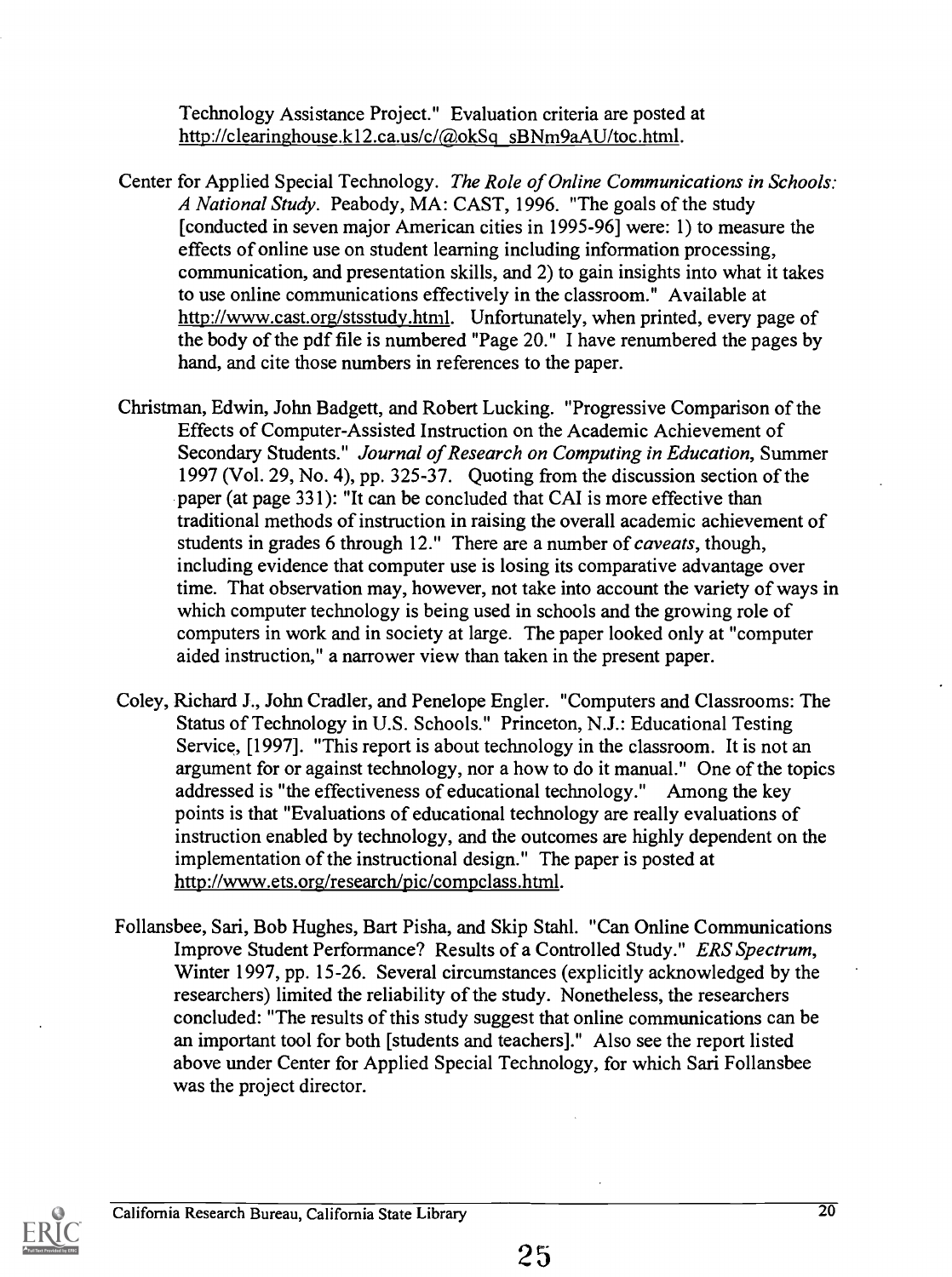Technology Assistance Project." Evaluation criteria are posted at http://clearinghouse.k12.ca.us/c/@okSq_sBNm9aAU/toc.html.

Center for Applied Special Technology. *The Role of Online Communications in Schools: A National Study*. Peabody, MA: CAST, 1996. "The goals of the study [conducted in seven major American cities in 1995-96] were: 1) to measure the effects of online use on student learning including information processing, communication, and presentation skills, and 2) to gain insights into what it takes to use online communications effectively in the classroom." Available at http://www.cast.org/stsstudy.html. Unfortunately, when printed, every page of the body of the pdf file is numbered "Page 20." I have renumbered the pages by hand, and cite those numbers in references to the paper.

Christman, Edwin, John Badgett, and Robert Lucking. "Progressive Comparison of the Effects of Computer-Assisted Instruction on the Academic Achievement of Secondary Students." *Journal of Research on Computing in Education*, Summer 1997 (Vol. 29, No. 4), pp. 325-37. Quoting from the discussion section of the paper (at page 331): "It can be concluded that CAI is more effective than traditional methods of instruction in raising the overall academic achievement of students in grades 6 through 12." There are a number of *caveats*, though, including evidence that computer use is losing its comparative advantage over time. That observation may, however, not take into account the variety of ways in which computer technology is being used in schools and the growing role of computers in work and in society at large. The paper looked only at "computer aided instruction," a narrower view than taken in the present paper.

Coley, Richard J., John Cradler, and Penelope Engler. "Computers and Classrooms: The Status of Technology in U.S. Schools." Princeton, N.J.: Educational Testing Service, [1997]. "This report is about technology in the classroom. It is not an argument for or against technology, nor a how to do it manual." One of the topics addressed is "the effectiveness of educational technology." Among the key points is that "Evaluations of educational technology are really evaluations of instruction enabled by technology, and the outcomes are highly dependent on the implementation of the instructional design." The paper is posted at http://www.ets.org/research/pic/compclass.html.

Follansbee, Sari, Bob Hughes, Bart Pisha, and Skip Stahl. "Can Online Communications Improve Student Performance? Results of a Controlled Study." *ERS Spectrum*, Winter 1997, pp. 15-26. Several circumstances (explicitly acknowledged by the researchers) limited the reliability of the study. Nonetheless, the researchers concluded: "The results of this study suggest that online communications can be an important tool for both [students and teachers]." Also see the report listed above under Center for Applied Special Technology, for which Sari Follansbee was the project director.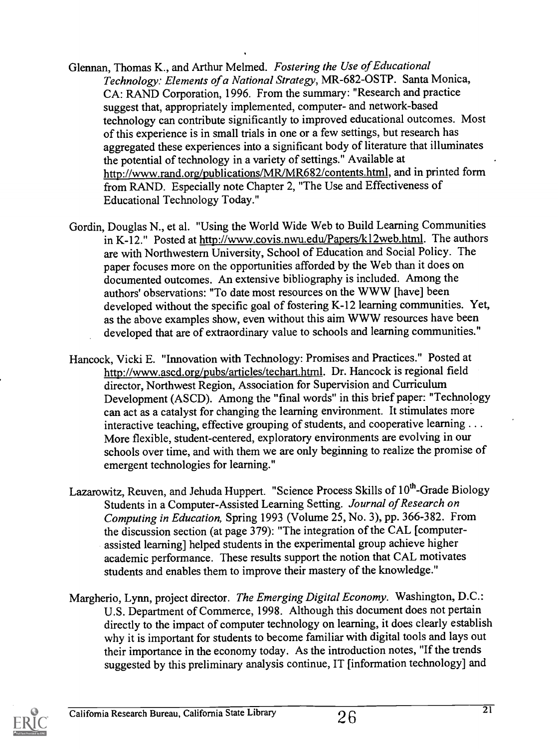Glennan, Thomas K., and Arthur Melmed. *Fostering the Use of Educational Technology: Elements of a National Strategy*, MR-682-OSTP. Santa Monica, CA: RAND Corporation, 1996. From the summary: "Research and practice suggest that, appropriately implemented, computer- and network-based technology can contribute significantly to improved educational outcomes. Most of this experience is in small trials in one or a few settings, but research has aggregated these experiences into a significant body of literature that illuminates the potential of technology in a variety of settings." Available at http://www.rand.org/publications/MR/MR682/contents.html, and in printed form from RAND. Especially note Chapter 2, "The Use and Effectiveness of Educational Technology Today."

Gordin, Douglas N., et al. "Using the World Wide Web to Build Learning Communities in K-12." Posted at http://www.covis.nwu.edu/Papers/k12web.html. The authors are with Northwestern University, School of Education and Social Policy. The paper focuses more on the opportunities afforded by the Web than it does on documented outcomes. An extensive bibliography is included. Among the authors' observations: "To date most resources on the WWW [have] been developed without the specific goal of fostering K-12 learning communities. Yet, as the above examples show, even without this aim WWW resources have been developed that are of extraordinary value to schools and learning communities."

Hancock, Vicki E. "Innovation with Technology: Promises and Practices." Posted at http://www.ascd.org/pubs/articles/techart.html. Dr. Hancock is regional field director, Northwest Region, Association for Supervision and Curriculum Development (ASCD). Among the "final words" in this brief paper: "Technology can act as a catalyst for changing the learning environment. It stimulates more interactive teaching, effective grouping of students, and cooperative learning . . . More flexible, student-centered, exploratory environments are evolving in our schools over time, and with them we are only beginning to realize the promise of emergent technologies for learning."

Lazarowitz, Reuven, and Jehuda Huppert. "Science Process Skills of 10th-Grade Biology Students in a Computer-Assisted Learning Setting. *Journal of Research on Computing in Education,* Spring 1993 (Volume 25, No. 3), pp. 366-382. From the discussion section (at page 379): "The integration of the CAL [computer-assisted learning] helped students in the experimental group achieve higher academic performance. These results support the notion that CAL motivates students and enables them to improve their mastery of the knowledge."

Margherio, Lynn, project director. *The Emerging Digital Economy*. Washington, D.C.: U.S. Department of Commerce, 1998. Although this document does not pertain directly to the impact of computer technology on learning, it does clearly establish why it is important for students to become familiar with digital tools and lays out their importance in the economy today. As the introduction notes, "If the trends suggested by this preliminary analysis continue, IT [information technology] and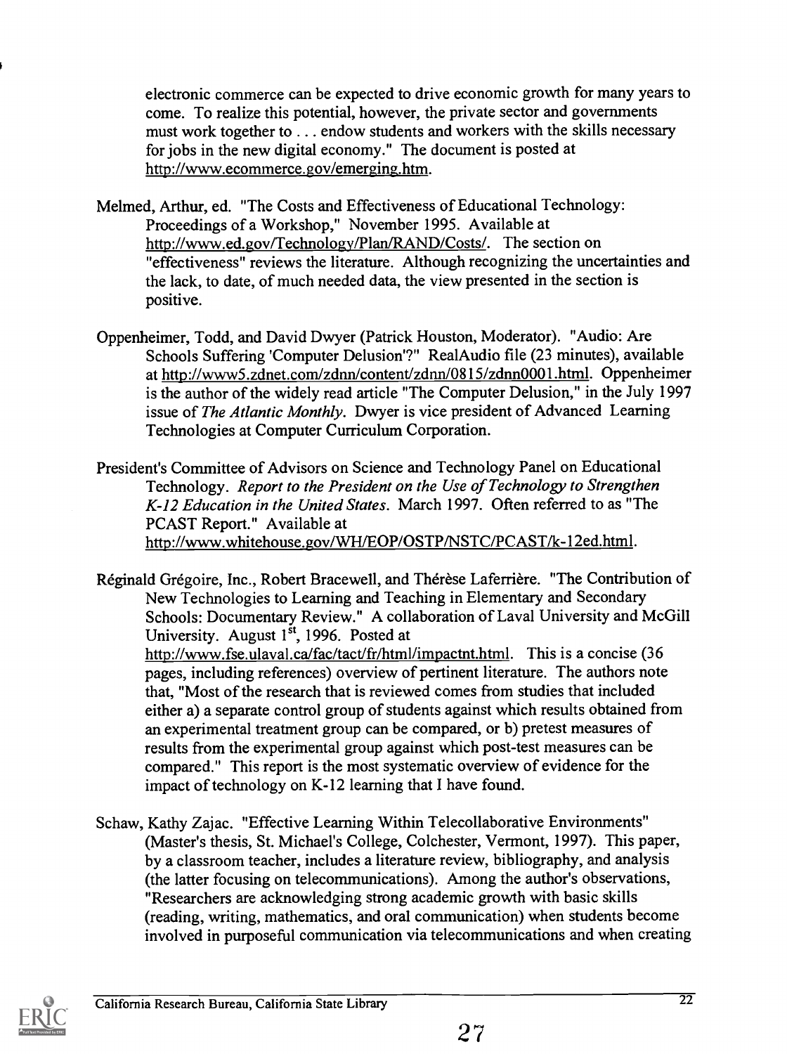electronic commerce can be expected to drive economic growth for many years to come. To realize this potential, however, the private sector and governments must work together to . . . endow students and workers with the skills necessary for jobs in the new digital economy." The document is posted at http://www.ecommerce.gov/emerging.htm.

Melmed, Arthur, ed. "The Costs and Effectiveness of Educational Technology: Proceedings of a Workshop," November 1995. Available at http://www.ed.gov/Technology/Plan/RAND/Costs/. The section on "effectiveness" reviews the literature. Although recognizing the uncertainties and the lack, to date, of much needed data, the view presented in the section is positive.

Oppenheimer, Todd, and David Dwyer (Patrick Houston, Moderator). "Audio: Are Schools Suffering 'Computer Delusion'?" RealAudio file (23 minutes), available at http://www5.zdnet.com/zdnn/content/zdnn/0815/zdnn0001.html. Oppenheimer is the author of the widely read article "The Computer Delusion," in the July 1997 issue of *The Atlantic Monthly*. Dwyer is vice president of Advanced Learning Technologies at Computer Curriculum Corporation.

President's Committee of Advisors on Science and Technology Panel on Educational Technology. *Report to the President on the Use of Technology to Strengthen K-12 Education in the United States*. March 1997. Often referred to as "The PCAST Report." Available at http://www.whitehouse.gov/WH/EOP/OSTP/NSTC/PCAST/k-12ed.html.

Réginald Grégoire, Inc., Robert Bracewell, and Thérèse Laferrière. "The Contribution of New Technologies to Learning and Teaching in Elementary and Secondary Schools: Documentary Review." A collaboration of Laval University and McGill University. August 1st, 1996. Posted at http://www.fse.ulaval.ca/fac/tact/fr/html/impactnt.html. This is a concise (36 pages, including references) overview of pertinent literature. The authors note that, "Most of the research that is reviewed comes from studies that included either a) a separate control group of students against which results obtained from an experimental treatment group can be compared, or b) pretest measures of results from the experimental group against which post-test measures can be compared." This report is the most systematic overview of evidence for the impact of technology on K-12 learning that I have found.

Schaw, Kathy Zajac. "Effective Learning Within Telecollaborative Environments" (Master's thesis, St. Michael's College, Colchester, Vermont, 1997). This paper, by a classroom teacher, includes a literature review, bibliography, and analysis (the latter focusing on telecommunications). Among the author's observations, "Researchers are acknowledging strong academic growth with basic skills (reading, writing, mathematics, and oral communication) when students become involved in purposeful communication via telecommunications and when creating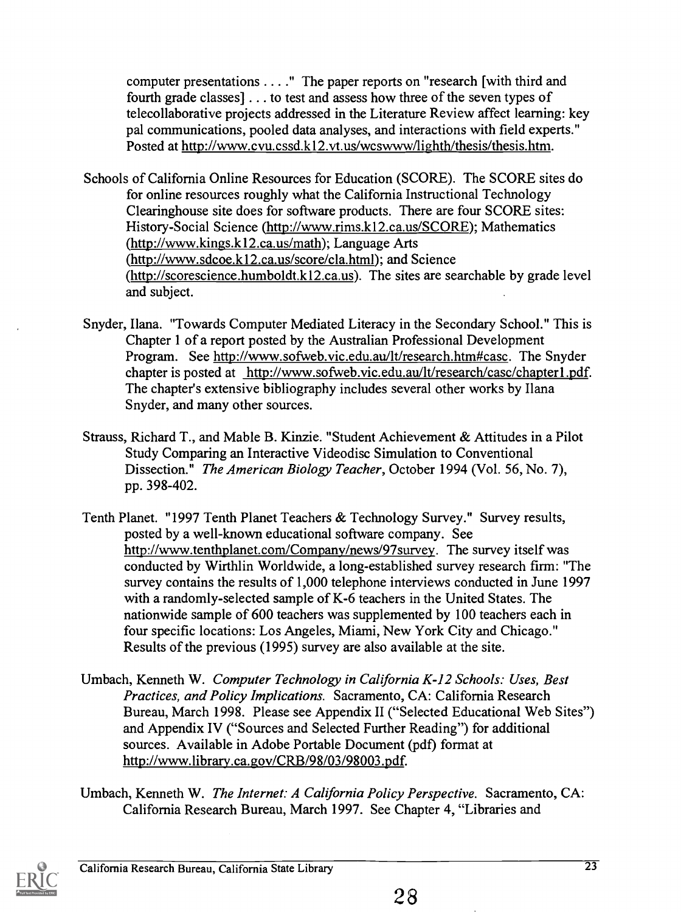computer presentations . . . ." The paper reports on "research [with third and fourth grade classes] . . . to test and assess how three of the seven types of telecollaborative projects addressed in the Literature Review affect learning: key pal communications, pooled data analyses, and interactions with field experts." Posted at http://www.cvu.cssd.k12.vt.us/wcswww/lighth/thesis/thesis.htm.

Schools of California Online Resources for Education (SCORE). The SCORE sites do for online resources roughly what the California Instructional Technology Clearinghouse site does for software products. There are four SCORE sites: History-Social Science (http://www.rims.k12.ca.us/SCORE); Mathematics (http://www.kings.k12.ca.us/math); Language Arts (http://www.sdcoe.k12.ca.us/score/cla.html); and Science (http://scorescience.humboldt.k12.ca.us). The sites are searchable by grade level and subject.

Snyder, Ilana. "Towards Computer Mediated Literacy in the Secondary School." This is Chapter 1 of a report posted by the Australian Professional Development Program. See http://www.sofweb.vic.edu.au/lt/research.htm#casc. The Snyder chapter is posted at http://www.sofweb.vic.edu.au/lt/research/casc/chapter1.pdf. The chapter's extensive bibliography includes several other works by Ilana Snyder, and many other sources.

Strauss, Richard T., and Mable B. Kinzie. "Student Achievement & Attitudes in a Pilot Study Comparing an Interactive Videodisc Simulation to Conventional Dissection." *The American Biology Teacher*, October 1994 (Vol. 56, No. 7), pp. 398-402.

Tenth Planet. "1997 Tenth Planet Teachers & Technology Survey." Survey results, posted by a well-known educational software company. See http://www.tenthplanet.com/Company/news/97survey. The survey itself was conducted by Wirthlin Worldwide, a long-established survey research firm: "The survey contains the results of 1,000 telephone interviews conducted in June 1997 with a randomly-selected sample of K-6 teachers in the United States. The nationwide sample of 600 teachers was supplemented by 100 teachers each in four specific locations: Los Angeles, Miami, New York City and Chicago." Results of the previous (1995) survey are also available at the site.

Umbach, Kenneth W. *Computer Technology in California K-12 Schools: Uses, Best Practices, and Policy Implications.* Sacramento, CA: California Research Bureau, March 1998. Please see Appendix II ("Selected Educational Web Sites") and Appendix IV ("Sources and Selected Further Reading") for additional sources. Available in Adobe Portable Document (pdf) format at http://www.library.ca.gov/CRB/98/03/98003.pdf.

Umbach, Kenneth W. *The Internet: A California Policy Perspective.* Sacramento, CA: California Research Bureau, March 1997. See Chapter 4, "Libraries and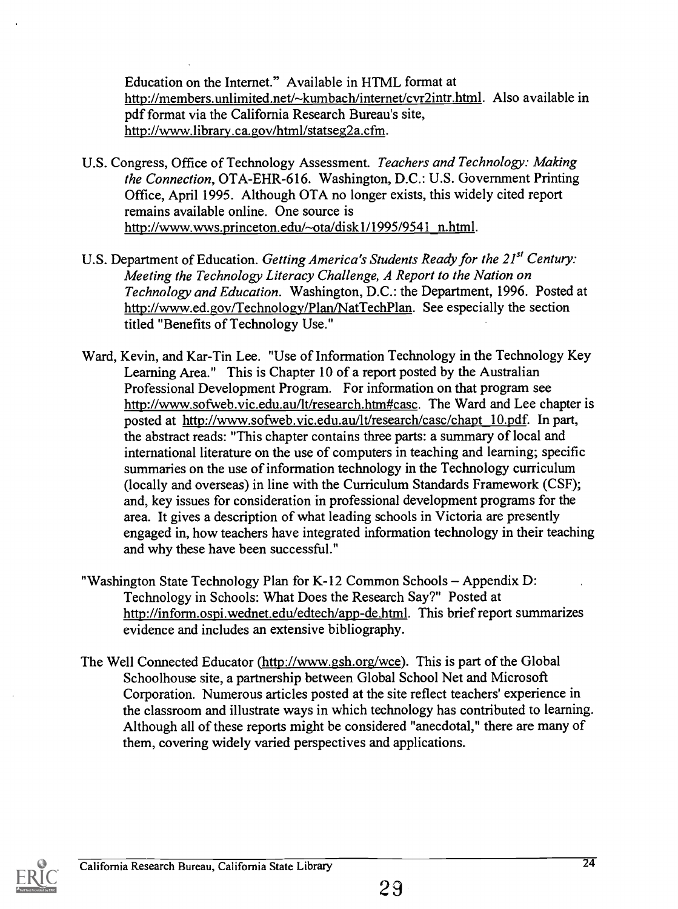Education on the Internet." Available in HTML format at http://members.unlimited.net/~kumbach/internet/cvr2intr.html. Also available in pdf format via the California Research Bureau's site, http://www.library.ca.gov/html/statseg2a.cfm.

U.S. Congress, Office of Technology Assessment. *Teachers and Technology: Making the Connection*, OTA-EHR-616. Washington, D.C.: U.S. Government Printing Office, April 1995. Although OTA no longer exists, this widely cited report remains available online. One source is http://www.wws.princeton.edu/~ota/disk1/1995/9541_n.html.

U.S. Department of Education. *Getting America's Students Ready for the 21st Century: Meeting the Technology Literacy Challenge, A Report to the Nation on Technology and Education*. Washington, D.C.: the Department, 1996. Posted at http://www.ed.gov/Technology/Plan/NatTechPlan. See especially the section titled "Benefits of Technology Use."

Ward, Kevin, and Kar-Tin Lee. "Use of Information Technology in the Technology Key Learning Area." This is Chapter 10 of a report posted by the Australian Professional Development Program. For information on that program see http://www.sofweb.vic.edu.au/lt/research.htm#casc. The Ward and Lee chapter is posted at http://www.sofweb.vic.edu.au/lt/research/casc/chapt_10.pdf. In part, the abstract reads: "This chapter contains three parts: a summary of local and international literature on the use of computers in teaching and learning; specific summaries on the use of information technology in the Technology curriculum (locally and overseas) in line with the Curriculum Standards Framework (CSF); and, key issues for consideration in professional development programs for the area. It gives a description of what leading schools in Victoria are presently engaged in, how teachers have integrated information technology in their teaching and why these have been successful."

"Washington State Technology Plan for K-12 Common Schools – Appendix D: Technology in Schools: What Does the Research Say?" Posted at http://inform.ospi.wednet.edu/edtech/app-de.html. This brief report summarizes evidence and includes an extensive bibliography.

The Well Connected Educator (http://www.gsh.org/wce). This is part of the Global Schoolhouse site, a partnership between Global School Net and Microsoft Corporation. Numerous articles posted at the site reflect teachers' experience in the classroom and illustrate ways in which technology has contributed to learning. Although all of these reports might be considered "anecdotal," there are many of them, covering widely varied perspectives and applications.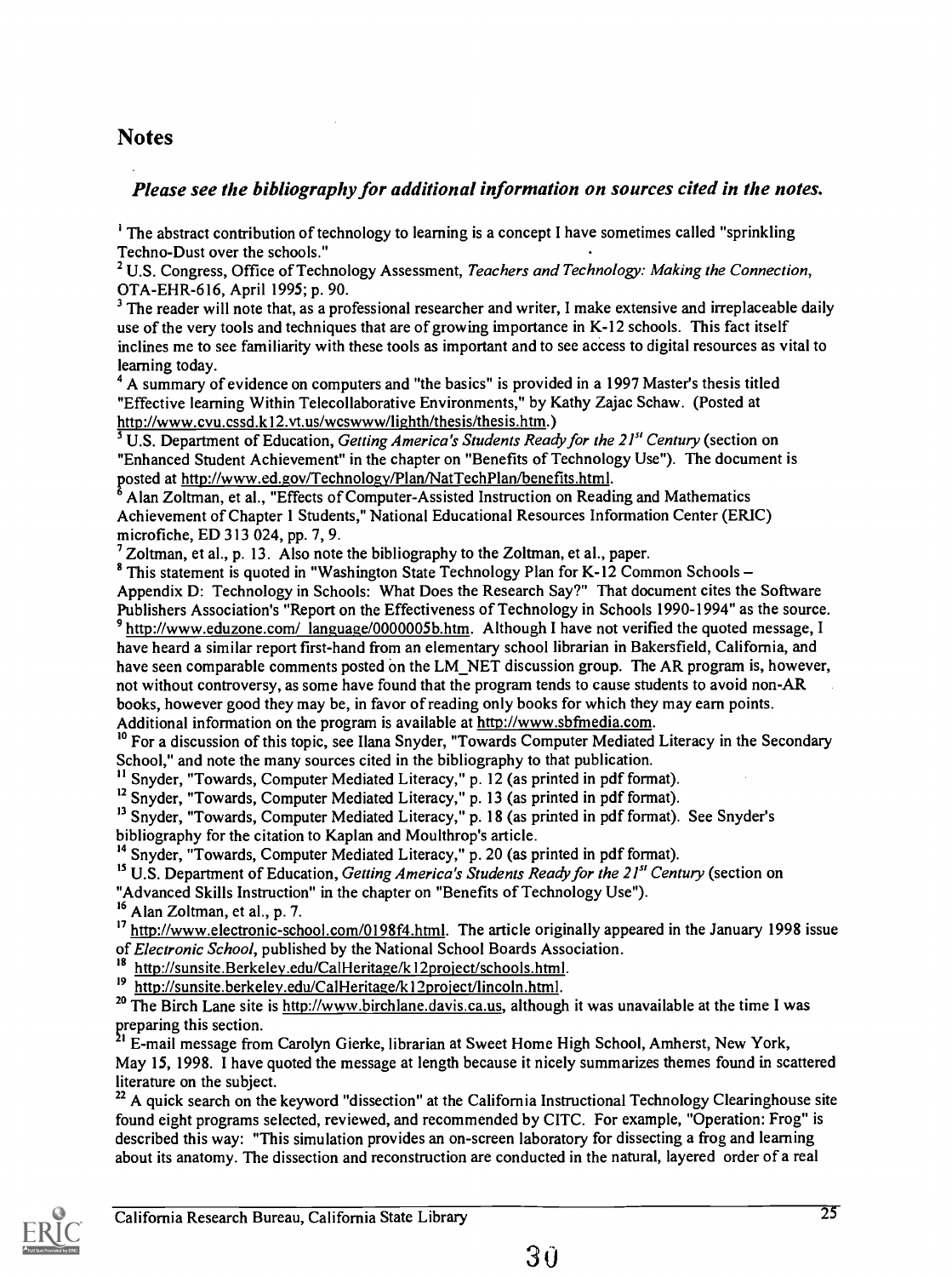## Notes

***Please see the bibliography for additional information on sources cited in the notes.***

[1] The abstract contribution of technology to learning is a concept I have sometimes called "sprinkling Techno-Dust over the schools."

[2] U.S. Congress, Office of Technology Assessment, *Teachers and Technology: Making the Connection*, OTA-EHR-616, April 1995; p. 90.

[3] The reader will note that, as a professional researcher and writer, I make extensive and irreplaceable daily use of the very tools and techniques that are of growing importance in K-12 schools. This fact itself inclines me to see familiarity with these tools as important and to see access to digital resources as vital to learning today.

[4] A summary of evidence on computers and "the basics" is provided in a 1997 Master's thesis titled "Effective learning Within Telecollaborative Environments," by Kathy Zajac Schaw. (Posted at http://www.cvu.cssd.k12.vt.us/wcswww/lighth/thesis/thesis.htm.)

[5] U.S. Department of Education, *Getting America's Students Ready for the 21st Century* (section on "Enhanced Student Achievement" in the chapter on "Benefits of Technology Use"). The document is posted at http://www.ed.gov/Technology/Plan/NatTechPlan/benefits.html.

[6] Alan Zoltman, et al., "Effects of Computer-Assisted Instruction on Reading and Mathematics Achievement of Chapter 1 Students," National Educational Resources Information Center (ERIC) microfiche, ED 313 024, pp. 7, 9.

[7] Zoltman, et al., p. 13. Also note the bibliography to the Zoltman, et al., paper.

[8] This statement is quoted in "Washington State Technology Plan for K-12 Common Schools – Appendix D: Technology in Schools: What Does the Research Say?" That document cites the Software Publishers Association's "Report on the Effectiveness of Technology in Schools 1990-1994" as the source.

[9] http://www.eduzone.com/_language/0000005b.htm. Although I have not verified the quoted message, I have heard a similar report first-hand from an elementary school librarian in Bakersfield, California, and have seen comparable comments posted on the LM_NET discussion group. The AR program is, however, not without controversy, as some have found that the program tends to cause students to avoid non-AR books, however good they may be, in favor of reading only books for which they may earn points. Additional information on the program is available at http://www.sbfmedia.com.

[10] For a discussion of this topic, see Ilana Snyder, "Towards Computer Mediated Literacy in the Secondary School," and note the many sources cited in the bibliography to that publication.

[11] Snyder, "Towards, Computer Mediated Literacy," p. 12 (as printed in pdf format).

[12] Snyder, "Towards, Computer Mediated Literacy," p. 13 (as printed in pdf format).

[13] Snyder, "Towards, Computer Mediated Literacy," p. 18 (as printed in pdf format). See Snyder's bibliography for the citation to Kaplan and Moulthrop's article.

[14] Snyder, "Towards, Computer Mediated Literacy," p. 20 (as printed in pdf format).

[15] U.S. Department of Education, *Getting America's Students Ready for the 21st Century* (section on "Advanced Skills Instruction" in the chapter on "Benefits of Technology Use").

[16] Alan Zoltman, et al., p. 7.

[17] http://www.electronic-school.com/0198f4.html. The article originally appeared in the January 1998 issue of *Electronic School*, published by the National School Boards Association.

[18] http://sunsite.Berkeley.edu/CalHeritage/k12project/schools.html.

[19] http://sunsite.berkeley.edu/CalHeritage/k12project/lincoln.html.

[20] The Birch Lane site is http://www.birchlane.davis.ca.us, although it was unavailable at the time I was preparing this section.

[21] E-mail message from Carolyn Gierke, librarian at Sweet Home High School, Amherst, New York, May 15, 1998. I have quoted the message at length because it nicely summarizes themes found in scattered literature on the subject.

[22] A quick search on the keyword "dissection" at the California Instructional Technology Clearinghouse site found eight programs selected, reviewed, and recommended by CITC. For example, "Operation: Frog" is described this way: "This simulation provides an on-screen laboratory for dissecting a frog and learning about its anatomy. The dissection and reconstruction are conducted in the natural, layered order of a real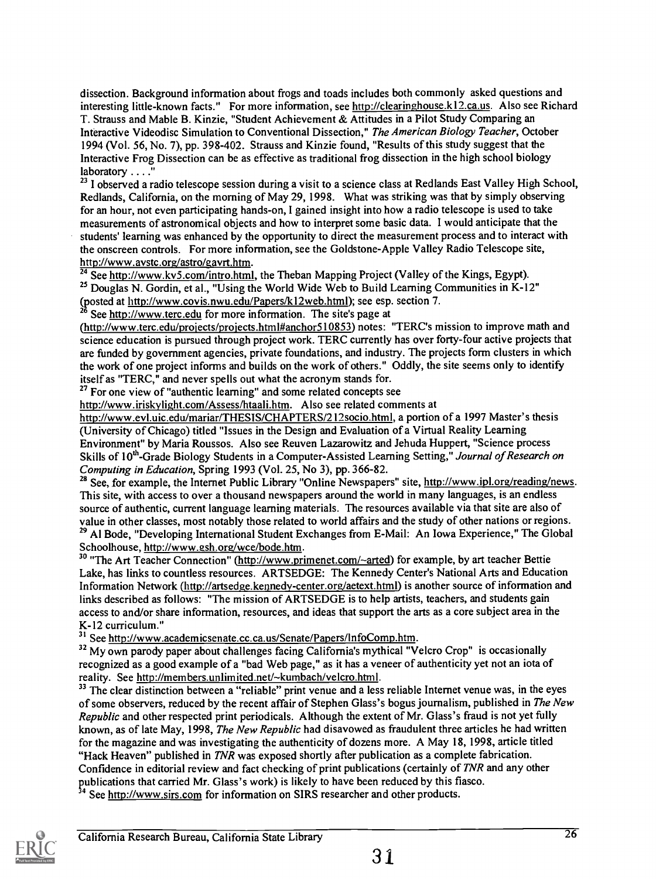dissection. Background information about frogs and toads includes both commonly asked questions and interesting little-known facts." For more information, see http://clearinghouse.k12.ca.us. Also see Richard T. Strauss and Mable B. Kinzie, "Student Achievement & Attitudes in a Pilot Study Comparing an Interactive Videodisc Simulation to Conventional Dissection," *The American Biology Teacher*, October 1994 (Vol. 56, No. 7), pp. 398-402. Strauss and Kinzie found, "Results of this study suggest that the Interactive Frog Dissection can be as effective as traditional frog dissection in the high school biology laboratory . . . ."

[23] I observed a radio telescope session during a visit to a science class at Redlands East Valley High School, Redlands, California, on the morning of May 29, 1998. What was striking was that by simply observing for an hour, not even participating hands-on, I gained insight into how a radio telescope is used to take measurements of astronomical objects and how to interpret some basic data. I would anticipate that the students' learning was enhanced by the opportunity to direct the measurement process and to interact with the onscreen controls. For more information, see the Goldstone-Apple Valley Radio Telescope site, http://www.avstc.org/astro/gavrt.htm.

[24] See http://www.kv5.com/intro.html, the Theban Mapping Project (Valley of the Kings, Egypt).

[25] Douglas N. Gordin, et al., "Using the World Wide Web to Build Learning Communities in K-12" (posted at http://www.covis.nwu.edu/Papers/k12web.html); see esp. section 7.

[26] See http://www.terc.edu for more information. The site's page at (http://www.terc.edu/projects/projects.html#anchor510853) notes: "TERC's mission to improve math and science education is pursued through project work. TERC currently has over forty-four active projects that are funded by government agencies, private foundations, and industry. The projects form clusters in which the work of one project informs and builds on the work of others." Oddly, the site seems only to identify itself as "TERC," and never spells out what the acronym stands for.

[27] For one view of "authentic learning" and some related concepts see http://www.iriskylight.com/Assess/htaali.htm. Also see related comments at http://www.evl.uic.edu/mariar/THESIS/CHAPTERS/212socio.html, a portion of a 1997 Master's thesis (University of Chicago) titled "Issues in the Design and Evaluation of a Virtual Reality Learning Environment" by Maria Roussos. Also see Reuven Lazarowitz and Jehuda Huppert, "Science process Skills of 10th-Grade Biology Students in a Computer-Assisted Learning Setting," *Journal of Research on Computing in Education*, Spring 1993 (Vol. 25, No 3), pp. 366-82.

[28] See, for example, the Internet Public Library "Online Newspapers" site, http://www.ipl.org/reading/news. This site, with access to over a thousand newspapers around the world in many languages, is an endless source of authentic, current language learning materials. The resources available via that site are also of value in other classes, most notably those related to world affairs and the study of other nations or regions.

[29] Al Bode, "Developing International Student Exchanges from E-Mail: An Iowa Experience," The Global Schoolhouse, http://www.gsh.org/wce/bode.htm.

[30] "The Art Teacher Connection" (http://www.primenet.com/~arted) for example, by art teacher Bettie Lake, has links to countless resources. ARTSEDGE: The Kennedy Center's National Arts and Education Information Network (http://artsedge.kennedy-center.org/aetext.html) is another source of information and links described as follows: "The mission of ARTSEDGE is to help artists, teachers, and students gain access to and/or share information, resources, and ideas that support the arts as a core subject area in the K-12 curriculum."

[31] See http://www.academicsenate.cc.ca.us/Senate/Papers/InfoComp.htm.

[32] My own parody paper about challenges facing California's mythical "Velcro Crop" is occasionally recognized as a good example of a "bad Web page," as it has a veneer of authenticity yet not an iota of reality. See http://members.unlimited.net/~kumbach/velcro.html.

[33] The clear distinction between a "reliable" print venue and a less reliable Internet venue was, in the eyes of some observers, reduced by the recent affair of Stephen Glass's bogus journalism, published in *The New Republic* and other respected print periodicals. Although the extent of Mr. Glass's fraud is not yet fully known, as of late May, 1998, *The New Republic* had disavowed as fraudulent three articles he had written for the magazine and was investigating the authenticity of dozens more. A May 18, 1998, article titled "Hack Heaven" published in *TNR* was exposed shortly after publication as a complete fabrication. Confidence in editorial review and fact checking of print publications (certainly of *TNR* and any other publications that carried Mr. Glass's work) is likely to have been reduced by this fiasco.

[34] See http://www.sirs.com for information on SIRS researcher and other products.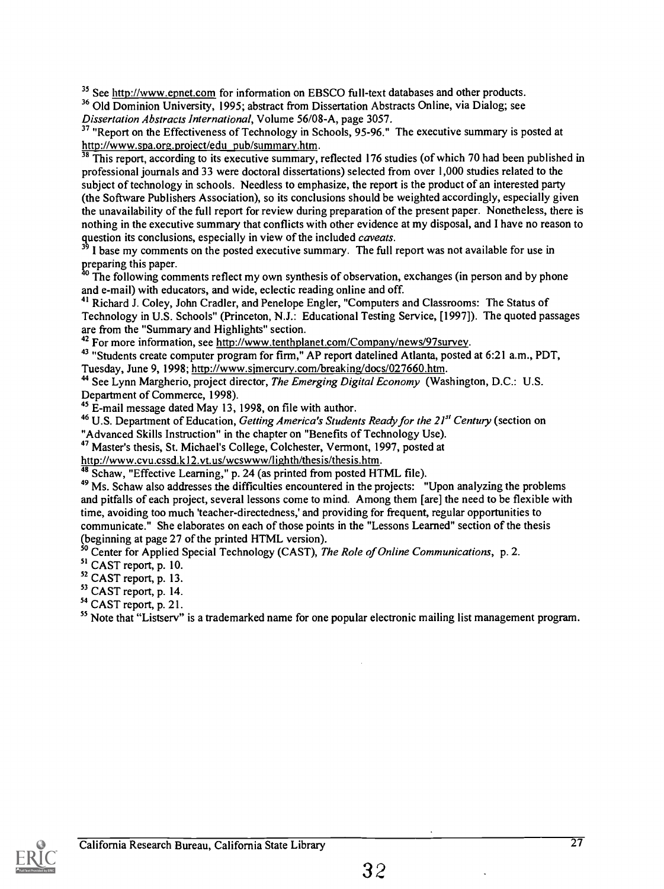[35] See http://www.epnet.com for information on EBSCO full-text databases and other products.

[36] Old Dominion University, 1995; abstract from Dissertation Abstracts Online, via Dialog; see *Dissertation Abstracts International*, Volume 56/08-A, page 3057.

[37] "Report on the Effectiveness of Technology in Schools, 95-96." The executive summary is posted at http://www.spa.org.project/edu_pub/summary.htm.

[38] This report, according to its executive summary, reflected 176 studies (of which 70 had been published in professional journals and 33 were doctoral dissertations) selected from over 1,000 studies related to the subject of technology in schools. Needless to emphasize, the report is the product of an interested party (the Software Publishers Association), so its conclusions should be weighted accordingly, especially given the unavailability of the full report for review during preparation of the present paper. Nonetheless, there is nothing in the executive summary that conflicts with other evidence at my disposal, and I have no reason to question its conclusions, especially in view of the included *caveats*.

[39] I base my comments on the posted executive summary. The full report was not available for use in preparing this paper.

[40] The following comments reflect my own synthesis of observation, exchanges (in person and by phone and e-mail) with educators, and wide, eclectic reading online and off.

[41] Richard J. Coley, John Cradler, and Penelope Engler, "Computers and Classrooms: The Status of Technology in U.S. Schools" (Princeton, N.J.: Educational Testing Service, [1997]). The quoted passages are from the "Summary and Highlights" section.

[42] For more information, see http://www.tenthplanet.com/Company/news/97survey.

[43] "Students create computer program for firm," AP report datelined Atlanta, posted at 6:21 a.m., PDT, Tuesday, June 9, 1998; http://www.sjmercury.com/breaking/docs/027660.htm.

[44] See Lynn Margherio, project director, *The Emerging Digital Economy* (Washington, D.C.: U.S. Department of Commerce, 1998).

[45] E-mail message dated May 13, 1998, on file with author.

[46] U.S. Department of Education, *Getting America's Students Ready for the 21st Century* (section on "Advanced Skills Instruction" in the chapter on "Benefits of Technology Use).

[47] Master's thesis, St. Michael's College, Colchester, Vermont, 1997, posted at http://www.cvu.cssd.k12.vt.us/wcswww/lighth/thesis/thesis.htm.

[48] Schaw, "Effective Learning," p. 24 (as printed from posted HTML file).

[49] Ms. Schaw also addresses the difficulties encountered in the projects: "Upon analyzing the problems and pitfalls of each project, several lessons come to mind. Among them [are] the need to be flexible with time, avoiding too much 'teacher-directedness,' and providing for frequent, regular opportunities to communicate." She elaborates on each of those points in the "Lessons Learned" section of the thesis (beginning at page 27 of the printed HTML version).

[50] Center for Applied Special Technology (CAST), *The Role of Online Communications*, p. 2.

[51] CAST report, p. 10.

[52] CAST report, p. 13.

[53] CAST report, p. 14.

[54] CAST report, p. 21.

[55] Note that "Listserv" is a trademarked name for one popular electronic mailing list management program.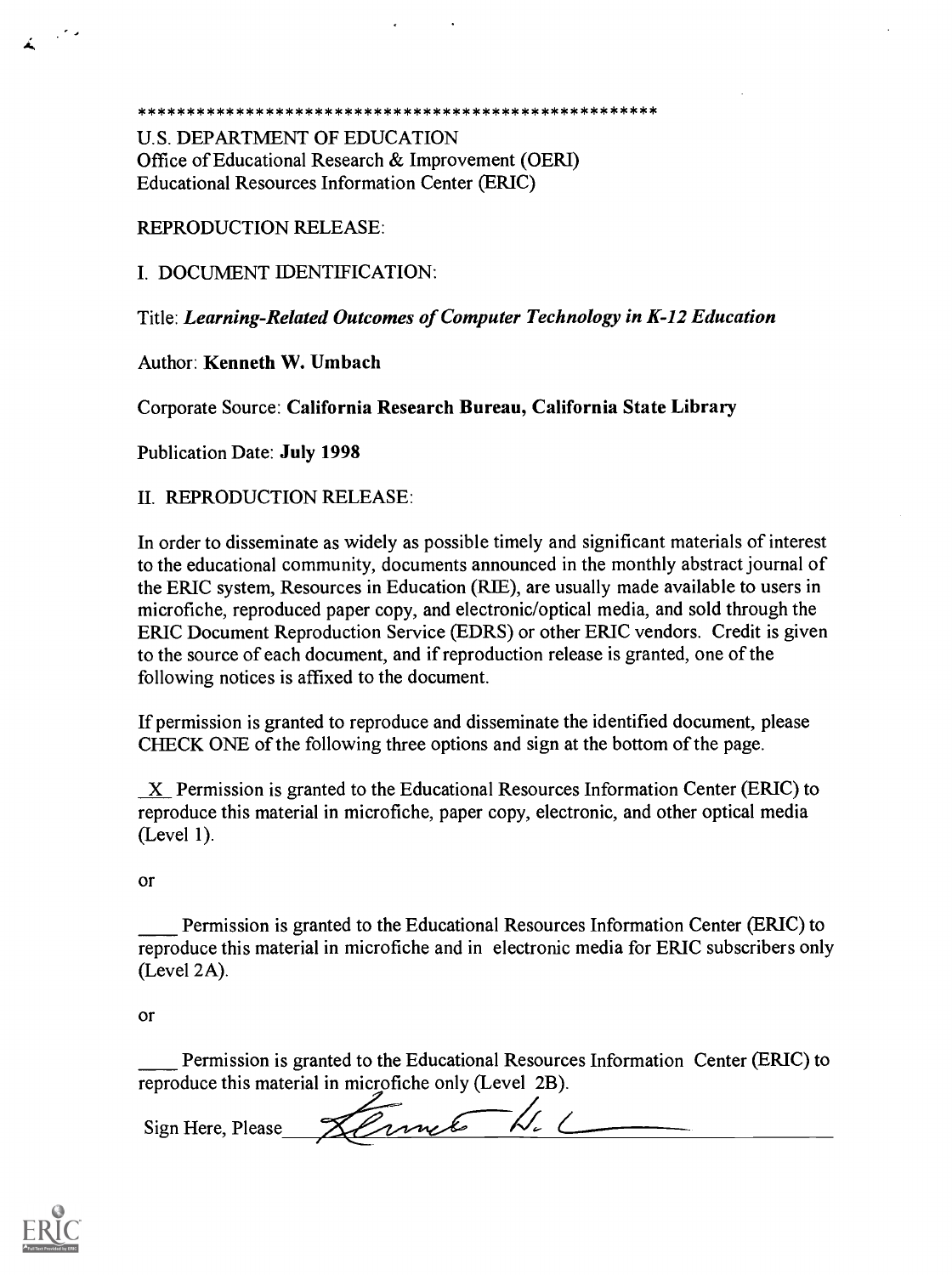*****************************************************

U.S. DEPARTMENT OF EDUCATION
Office of Educational Research & Improvement (OERI)
Educational Resources Information Center (ERIC)

REPRODUCTION RELEASE:

I. DOCUMENT IDENTIFICATION:

Title: ***Learning-Related Outcomes of Computer Technology in K-12 Education***

Author: **Kenneth W. Umbach**

Corporate Source: **California Research Bureau, California State Library**

Publication Date: **July 1998**

II. REPRODUCTION RELEASE:

In order to disseminate as widely as possible timely and significant materials of interest to the educational community, documents announced in the monthly abstract journal of the ERIC system, Resources in Education (RIE), are usually made available to users in microfiche, reproduced paper copy, and electronic/optical media, and sold through the ERIC Document Reproduction Service (EDRS) or other ERIC vendors. Credit is given to the source of each document, and if reproduction release is granted, one of the following notices is affixed to the document.

If permission is granted to reproduce and disseminate the identified document, please CHECK ONE of the following three options and sign at the bottom of the page.

\_X\_ Permission is granted to the Educational Resources Information Center (ERIC) to reproduce this material in microfiche, paper copy, electronic, and other optical media (Level 1).

or

\_\_\_\_ Permission is granted to the Educational Resources Information Center (ERIC) to reproduce this material in microfiche and in electronic media for ERIC subscribers only (Level 2A).

or

\_\_\_\_ Permission is granted to the Educational Resources Information Center (ERIC) to reproduce this material in microfiche only (Level 2B).

Sign Here, Please \_\_\_\_\_\_\_\_\_\_\_\_\_\_\_\_\_\_\_\_\_\_\_\_\_\_\_\_\_\_\_\_\_\_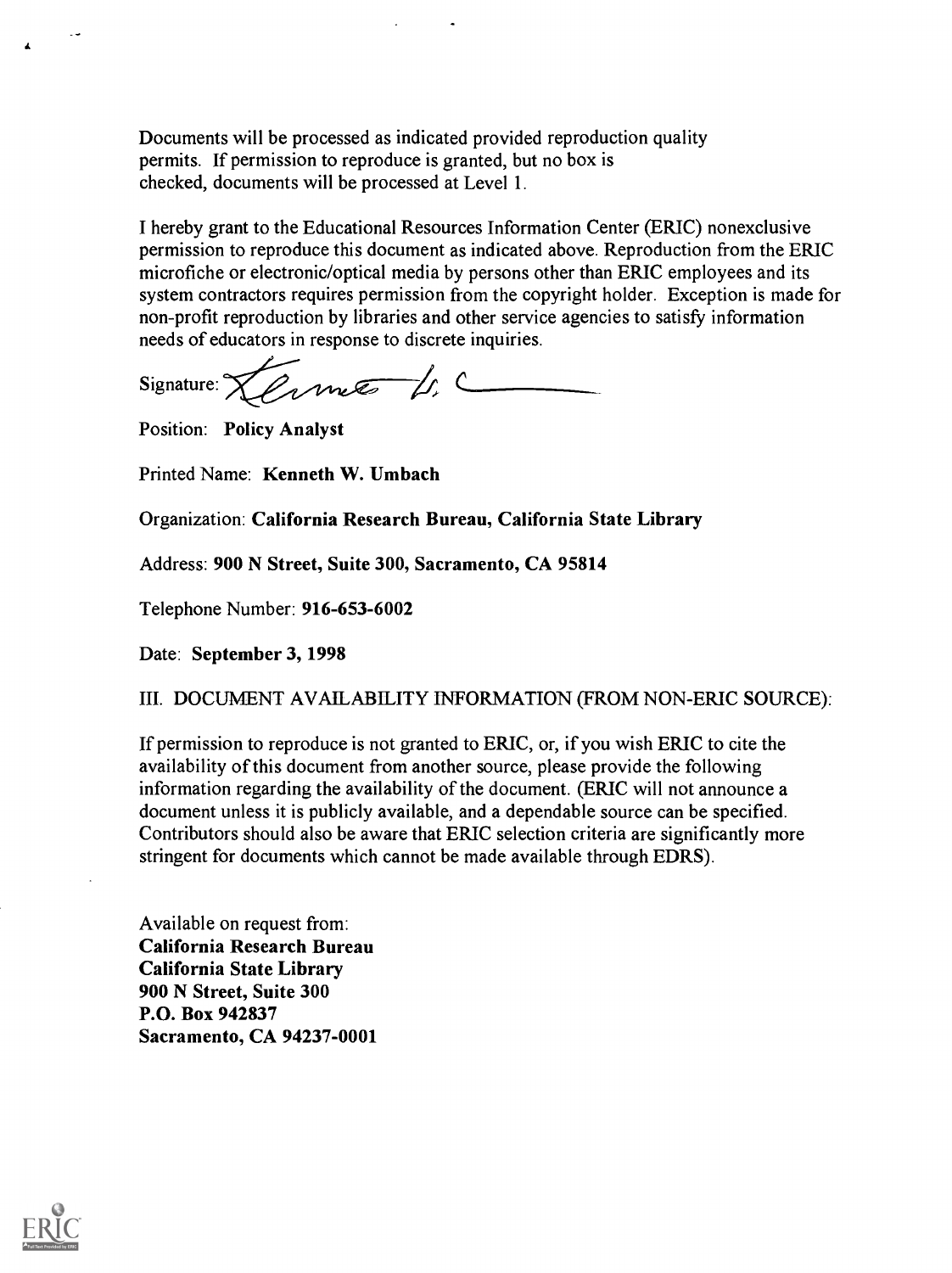Documents will be processed as indicated provided reproduction quality permits. If permission to reproduce is granted, but no box is checked, documents will be processed at Level 1.

I hereby grant to the Educational Resources Information Center (ERIC) nonexclusive permission to reproduce this document as indicated above. Reproduction from the ERIC microfiche or electronic/optical media by persons other than ERIC employees and its system contractors requires permission from the copyright holder. Exception is made for non-profit reproduction by libraries and other service agencies to satisfy information needs of educators in response to discrete inquiries.

Signature:

Position: **Policy Analyst**

Printed Name: **Kenneth W. Umbach**

Organization: **California Research Bureau, California State Library**

Address: **900 N Street, Suite 300, Sacramento, CA 95814**

Telephone Number: **916-653-6002**

Date: **September 3, 1998**

III. DOCUMENT AVAILABILITY INFORMATION (FROM NON-ERIC SOURCE):

If permission to reproduce is not granted to ERIC, or, if you wish ERIC to cite the availability of this document from another source, please provide the following information regarding the availability of the document. (ERIC will not announce a document unless it is publicly available, and a dependable source can be specified. Contributors should also be aware that ERIC selection criteria are significantly more stringent for documents which cannot be made available through EDRS).

Available on request from:
**California Research Bureau**
**California State Library**
**900 N Street, Suite 300**
**P.O. Box 942837**
**Sacramento, CA 94237-0001**